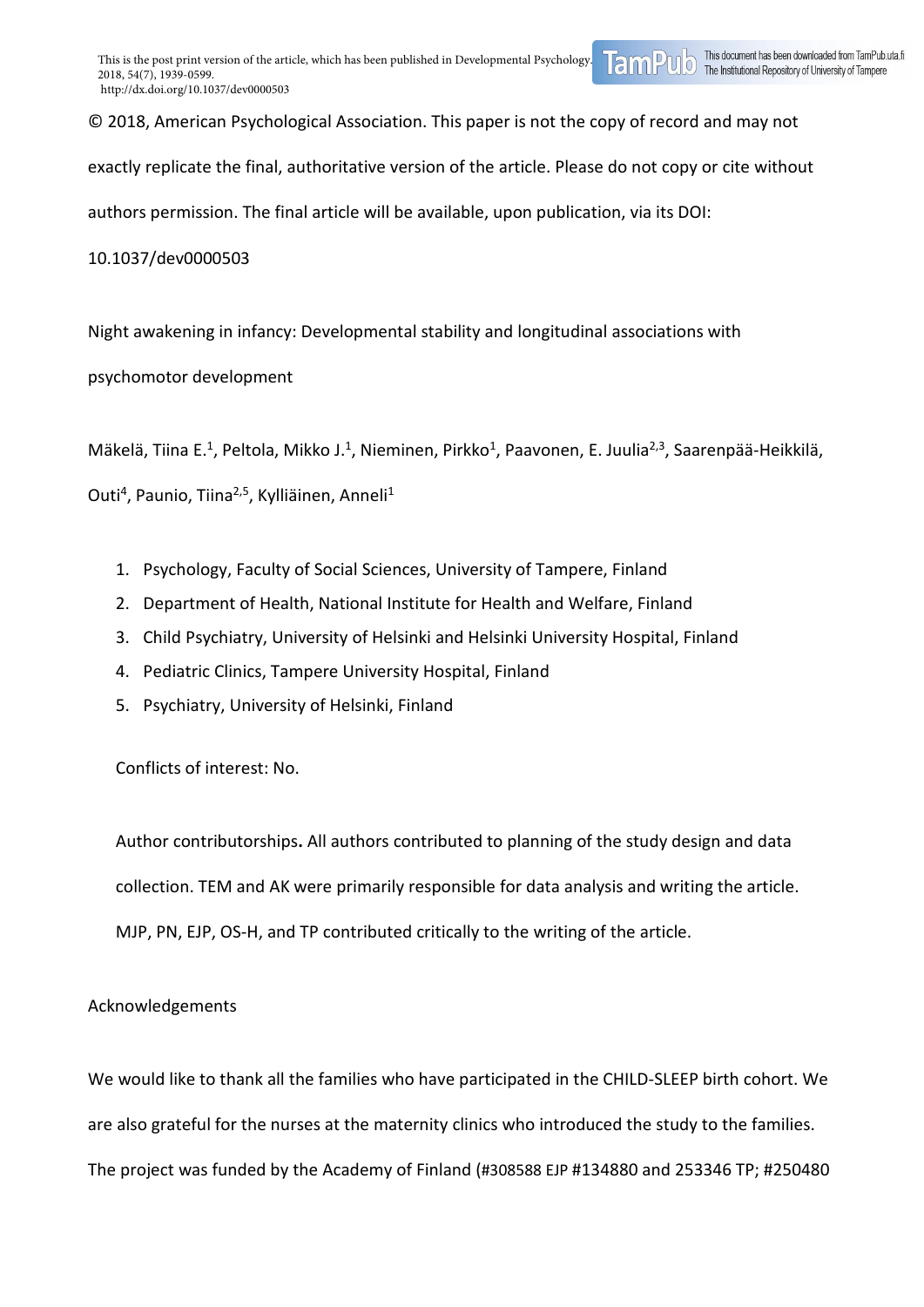This is the post print version of the article, which has been published in Developmental Psychology. 2018, 54(7), 1939-0599. http://dx.doi.org/10.1037/dev0000503

© 2018, American Psychological Association. This paper is not the copy of record and may not exactly replicate the final, authoritative version of the article. Please do not copy or cite without authors permission. The final article will be available, upon publication, via its DOI: 10.1037/dev0000503

# Night awakening in infancy: Developmental stability and longitudinal associations with psychomotor development

Mäkelä, Tiina E.[1], Peltola, Mikko J.[1], Nieminen, Pirkko[1], Paavonen, E. Juulia[2,3], Saarenpää-Heikkilä, Outi[4], Paunio, Tiina[2,5], Kylliäinen, Anneli[1]

1. Psychology, Faculty of Social Sciences, University of Tampere, Finland
2. Department of Health, National Institute for Health and Welfare, Finland
3. Child Psychiatry, University of Helsinki and Helsinki University Hospital, Finland
4. Pediatric Clinics, Tampere University Hospital, Finland
5. Psychiatry, University of Helsinki, Finland

Conflicts of interest: No.

Author contributorships**.** All authors contributed to planning of the study design and data collection. TEM and AK were primarily responsible for data analysis and writing the article. MJP, PN, EJP, OS-H, and TP contributed critically to the writing of the article.

Acknowledgements

We would like to thank all the families who have participated in the CHILD-SLEEP birth cohort. We are also grateful for the nurses at the maternity clinics who introduced the study to the families. The project was funded by the Academy of Finland (#308588 EJP #134880 and 253346 TP; #250480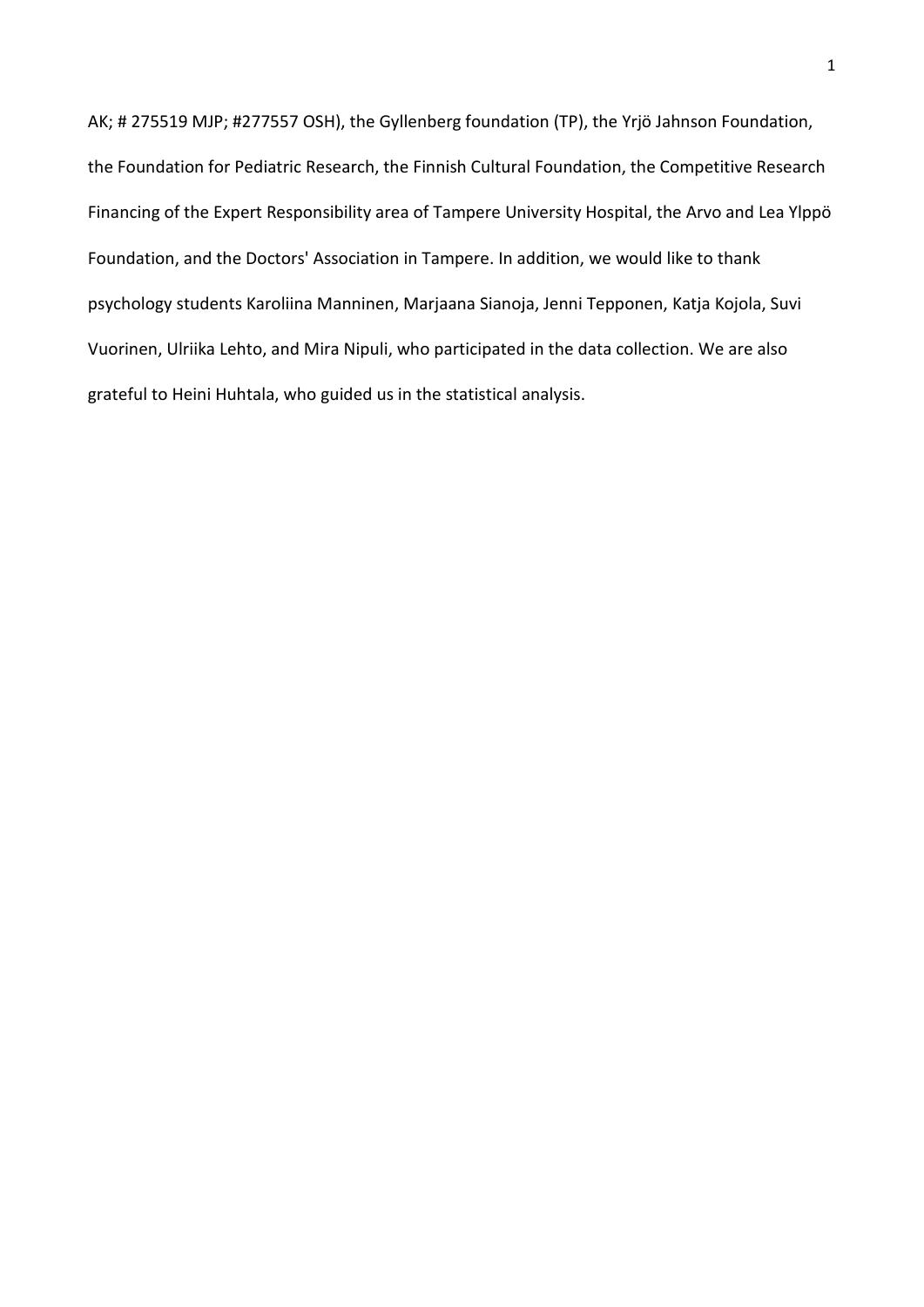AK; # 275519 MJP; #277557 OSH), the Gyllenberg foundation (TP), the Yrjö Jahnson Foundation, the Foundation for Pediatric Research, the Finnish Cultural Foundation, the Competitive Research Financing of the Expert Responsibility area of Tampere University Hospital, the Arvo and Lea Ylppö Foundation, and the Doctors' Association in Tampere. In addition, we would like to thank psychology students Karoliina Manninen, Marjaana Sianoja, Jenni Tepponen, Katja Kojola, Suvi Vuorinen, Ulriika Lehto, and Mira Nipuli, who participated in the data collection. We are also grateful to Heini Huhtala, who guided us in the statistical analysis.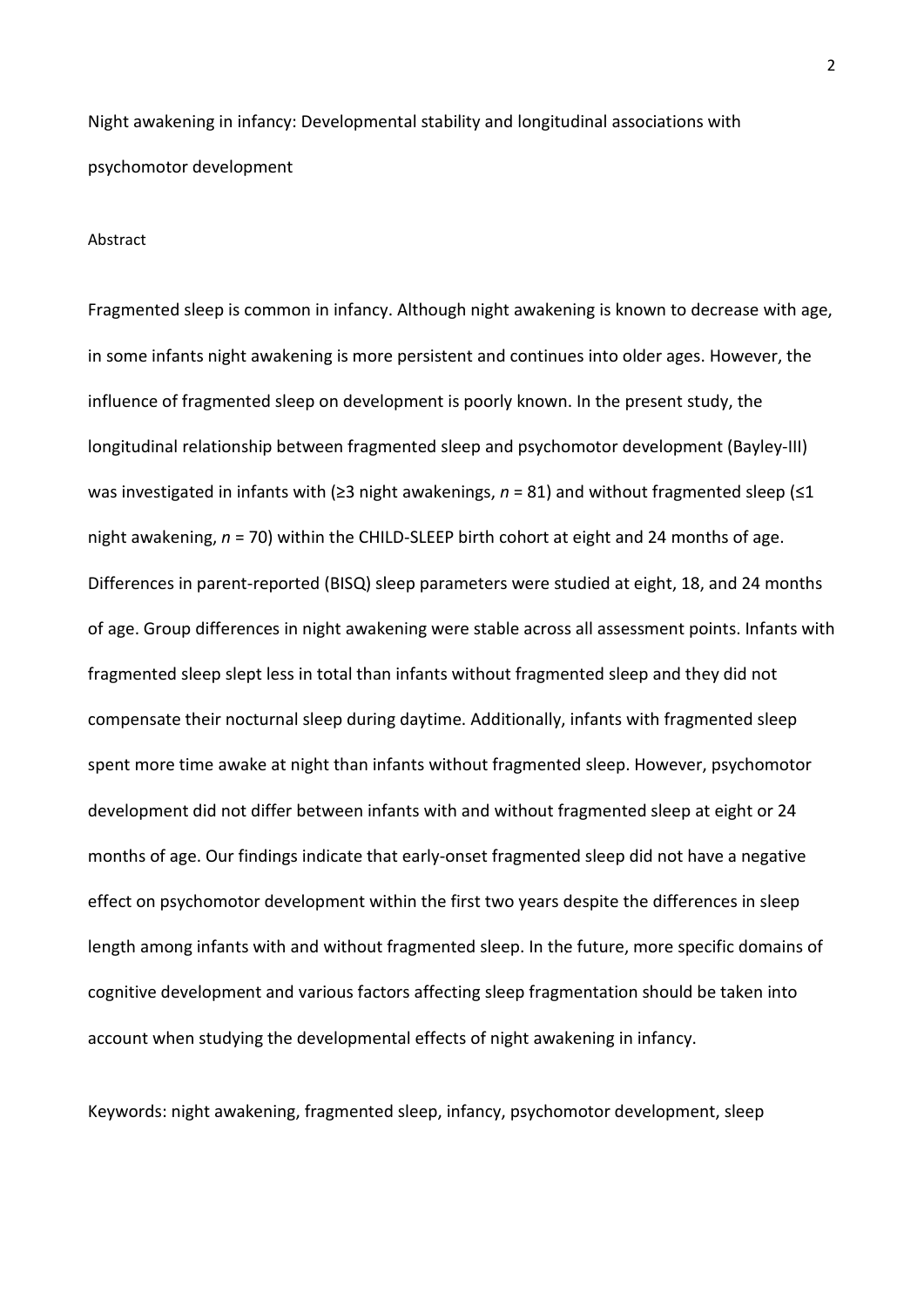Night awakening in infancy: Developmental stability and longitudinal associations with psychomotor development

Abstract

Fragmented sleep is common in infancy. Although night awakening is known to decrease with age, in some infants night awakening is more persistent and continues into older ages. However, the influence of fragmented sleep on development is poorly known. In the present study, the longitudinal relationship between fragmented sleep and psychomotor development (Bayley-III) was investigated in infants with (≥3 night awakenings, *n* = 81) and without fragmented sleep (≤1 night awakening, *n* = 70) within the CHILD-SLEEP birth cohort at eight and 24 months of age. Differences in parent-reported (BISQ) sleep parameters were studied at eight, 18, and 24 months of age. Group differences in night awakening were stable across all assessment points. Infants with fragmented sleep slept less in total than infants without fragmented sleep and they did not compensate their nocturnal sleep during daytime. Additionally, infants with fragmented sleep spent more time awake at night than infants without fragmented sleep. However, psychomotor development did not differ between infants with and without fragmented sleep at eight or 24 months of age. Our findings indicate that early-onset fragmented sleep did not have a negative effect on psychomotor development within the first two years despite the differences in sleep length among infants with and without fragmented sleep. In the future, more specific domains of cognitive development and various factors affecting sleep fragmentation should be taken into account when studying the developmental effects of night awakening in infancy.

Keywords: night awakening, fragmented sleep, infancy, psychomotor development, sleep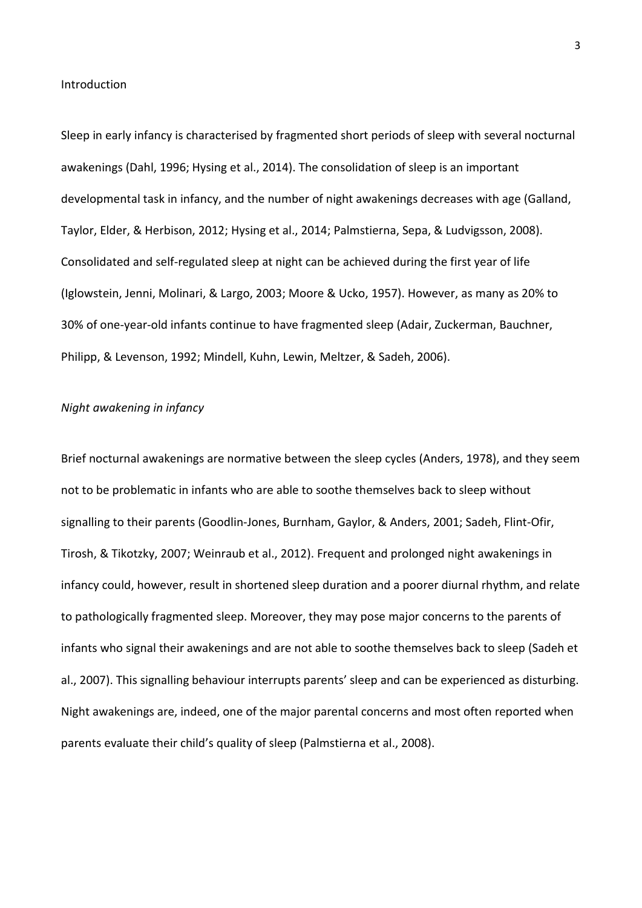## Introduction

Sleep in early infancy is characterised by fragmented short periods of sleep with several nocturnal awakenings (Dahl, 1996; Hysing et al., 2014). The consolidation of sleep is an important developmental task in infancy, and the number of night awakenings decreases with age (Galland, Taylor, Elder, & Herbison, 2012; Hysing et al., 2014; Palmstierna, Sepa, & Ludvigsson, 2008). Consolidated and self-regulated sleep at night can be achieved during the first year of life (Iglowstein, Jenni, Molinari, & Largo, 2003; Moore & Ucko, 1957). However, as many as 20% to 30% of one-year-old infants continue to have fragmented sleep (Adair, Zuckerman, Bauchner, Philipp, & Levenson, 1992; Mindell, Kuhn, Lewin, Meltzer, & Sadeh, 2006).

### *Night awakening in infancy*

Brief nocturnal awakenings are normative between the sleep cycles (Anders, 1978), and they seem not to be problematic in infants who are able to soothe themselves back to sleep without signalling to their parents (Goodlin-Jones, Burnham, Gaylor, & Anders, 2001; Sadeh, Flint-Ofir, Tirosh, & Tikotzky, 2007; Weinraub et al., 2012). Frequent and prolonged night awakenings in infancy could, however, result in shortened sleep duration and a poorer diurnal rhythm, and relate to pathologically fragmented sleep. Moreover, they may pose major concerns to the parents of infants who signal their awakenings and are not able to soothe themselves back to sleep (Sadeh et al., 2007). This signalling behaviour interrupts parents' sleep and can be experienced as disturbing. Night awakenings are, indeed, one of the major parental concerns and most often reported when parents evaluate their child's quality of sleep (Palmstierna et al., 2008).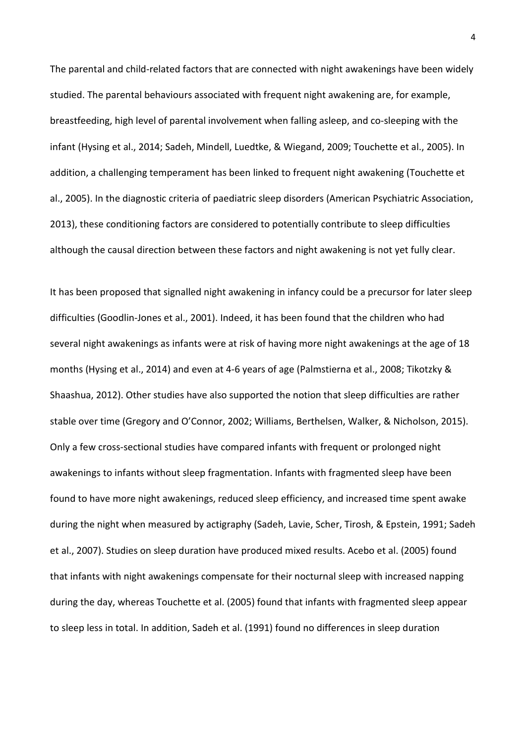The parental and child-related factors that are connected with night awakenings have been widely studied. The parental behaviours associated with frequent night awakening are, for example, breastfeeding, high level of parental involvement when falling asleep, and co-sleeping with the infant (Hysing et al., 2014; Sadeh, Mindell, Luedtke, & Wiegand, 2009; Touchette et al., 2005). In addition, a challenging temperament has been linked to frequent night awakening (Touchette et al., 2005). In the diagnostic criteria of paediatric sleep disorders (American Psychiatric Association, 2013), these conditioning factors are considered to potentially contribute to sleep difficulties although the causal direction between these factors and night awakening is not yet fully clear.

It has been proposed that signalled night awakening in infancy could be a precursor for later sleep difficulties (Goodlin-Jones et al., 2001). Indeed, it has been found that the children who had several night awakenings as infants were at risk of having more night awakenings at the age of 18 months (Hysing et al., 2014) and even at 4-6 years of age (Palmstierna et al., 2008; Tikotzky & Shaashua, 2012). Other studies have also supported the notion that sleep difficulties are rather stable over time (Gregory and O'Connor, 2002; Williams, Berthelsen, Walker, & Nicholson, 2015). Only a few cross-sectional studies have compared infants with frequent or prolonged night awakenings to infants without sleep fragmentation. Infants with fragmented sleep have been found to have more night awakenings, reduced sleep efficiency, and increased time spent awake during the night when measured by actigraphy (Sadeh, Lavie, Scher, Tirosh, & Epstein, 1991; Sadeh et al., 2007). Studies on sleep duration have produced mixed results. Acebo et al. (2005) found that infants with night awakenings compensate for their nocturnal sleep with increased napping during the day, whereas Touchette et al. (2005) found that infants with fragmented sleep appear to sleep less in total. In addition, Sadeh et al. (1991) found no differences in sleep duration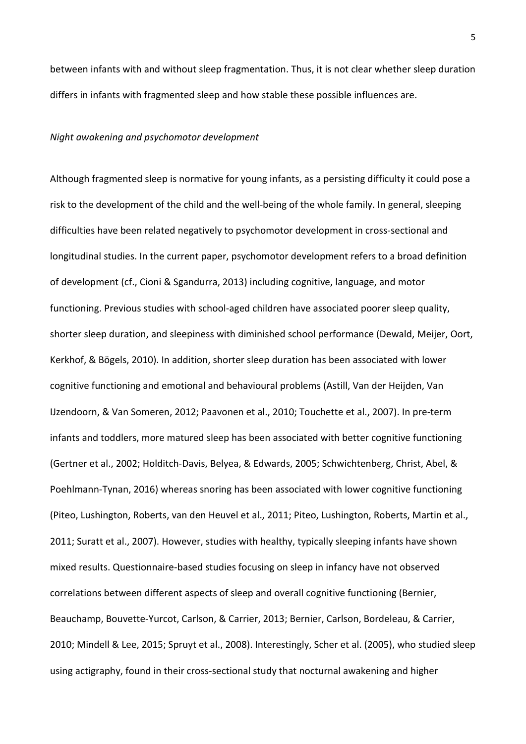between infants with and without sleep fragmentation. Thus, it is not clear whether sleep duration differs in infants with fragmented sleep and how stable these possible influences are.

### *Night awakening and psychomotor development*

Although fragmented sleep is normative for young infants, as a persisting difficulty it could pose a risk to the development of the child and the well-being of the whole family. In general, sleeping difficulties have been related negatively to psychomotor development in cross-sectional and longitudinal studies. In the current paper, psychomotor development refers to a broad definition of development (cf., Cioni & Sgandurra, 2013) including cognitive, language, and motor functioning. Previous studies with school-aged children have associated poorer sleep quality, shorter sleep duration, and sleepiness with diminished school performance (Dewald, Meijer, Oort, Kerkhof, & Bögels, 2010). In addition, shorter sleep duration has been associated with lower cognitive functioning and emotional and behavioural problems (Astill, Van der Heijden, Van IJzendoorn, & Van Someren, 2012; Paavonen et al., 2010; Touchette et al., 2007). In pre-term infants and toddlers, more matured sleep has been associated with better cognitive functioning (Gertner et al., 2002; Holditch-Davis, Belyea, & Edwards, 2005; Schwichtenberg, Christ, Abel, & Poehlmann-Tynan, 2016) whereas snoring has been associated with lower cognitive functioning (Piteo, Lushington, Roberts, van den Heuvel et al., 2011; Piteo, Lushington, Roberts, Martin et al., 2011; Suratt et al., 2007). However, studies with healthy, typically sleeping infants have shown mixed results. Questionnaire-based studies focusing on sleep in infancy have not observed correlations between different aspects of sleep and overall cognitive functioning (Bernier, Beauchamp, Bouvette-Yurcot, Carlson, & Carrier, 2013; Bernier, Carlson, Bordeleau, & Carrier, 2010; Mindell & Lee, 2015; Spruyt et al., 2008). Interestingly, Scher et al. (2005), who studied sleep using actigraphy, found in their cross-sectional study that nocturnal awakening and higher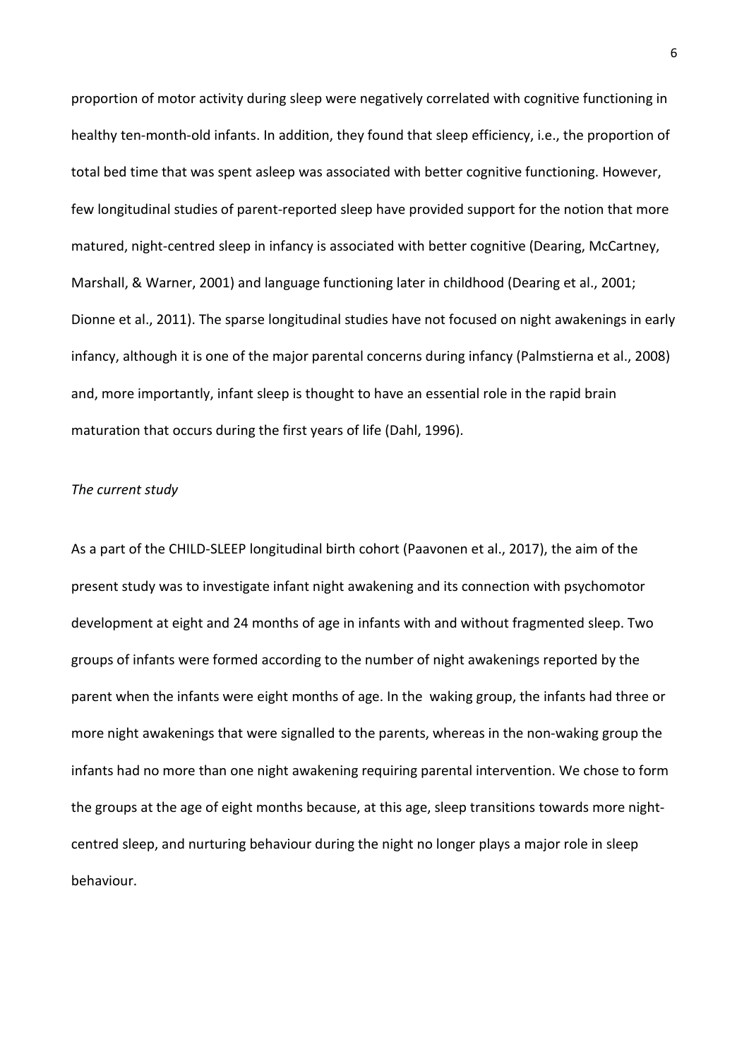proportion of motor activity during sleep were negatively correlated with cognitive functioning in healthy ten-month-old infants. In addition, they found that sleep efficiency, i.e., the proportion of total bed time that was spent asleep was associated with better cognitive functioning. However, few longitudinal studies of parent-reported sleep have provided support for the notion that more matured, night-centred sleep in infancy is associated with better cognitive (Dearing, McCartney, Marshall, & Warner, 2001) and language functioning later in childhood (Dearing et al., 2001; Dionne et al., 2011). The sparse longitudinal studies have not focused on night awakenings in early infancy, although it is one of the major parental concerns during infancy (Palmstierna et al., 2008) and, more importantly, infant sleep is thought to have an essential role in the rapid brain maturation that occurs during the first years of life (Dahl, 1996).

*The current study*

As a part of the CHILD-SLEEP longitudinal birth cohort (Paavonen et al., 2017), the aim of the present study was to investigate infant night awakening and its connection with psychomotor development at eight and 24 months of age in infants with and without fragmented sleep. Two groups of infants were formed according to the number of night awakenings reported by the parent when the infants were eight months of age. In the waking group, the infants had three or more night awakenings that were signalled to the parents, whereas in the non-waking group the infants had no more than one night awakening requiring parental intervention. We chose to form the groups at the age of eight months because, at this age, sleep transitions towards more night-centred sleep, and nurturing behaviour during the night no longer plays a major role in sleep behaviour.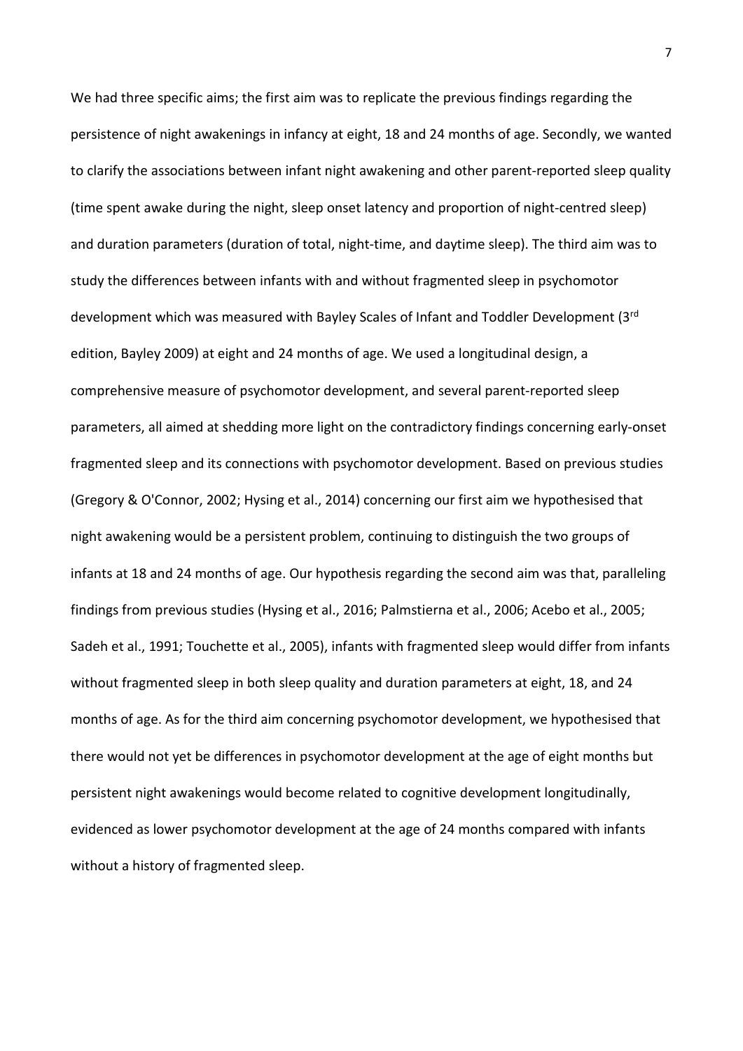We had three specific aims; the first aim was to replicate the previous findings regarding the persistence of night awakenings in infancy at eight, 18 and 24 months of age. Secondly, we wanted to clarify the associations between infant night awakening and other parent-reported sleep quality (time spent awake during the night, sleep onset latency and proportion of night-centred sleep) and duration parameters (duration of total, night-time, and daytime sleep). The third aim was to study the differences between infants with and without fragmented sleep in psychomotor development which was measured with Bayley Scales of Infant and Toddler Development (3rd edition, Bayley 2009) at eight and 24 months of age. We used a longitudinal design, a comprehensive measure of psychomotor development, and several parent-reported sleep parameters, all aimed at shedding more light on the contradictory findings concerning early-onset fragmented sleep and its connections with psychomotor development. Based on previous studies (Gregory & O'Connor, 2002; Hysing et al., 2014) concerning our first aim we hypothesised that night awakening would be a persistent problem, continuing to distinguish the two groups of infants at 18 and 24 months of age. Our hypothesis regarding the second aim was that, paralleling findings from previous studies (Hysing et al., 2016; Palmstierna et al., 2006; Acebo et al., 2005; Sadeh et al., 1991; Touchette et al., 2005), infants with fragmented sleep would differ from infants without fragmented sleep in both sleep quality and duration parameters at eight, 18, and 24 months of age. As for the third aim concerning psychomotor development, we hypothesised that there would not yet be differences in psychomotor development at the age of eight months but persistent night awakenings would become related to cognitive development longitudinally, evidenced as lower psychomotor development at the age of 24 months compared with infants without a history of fragmented sleep.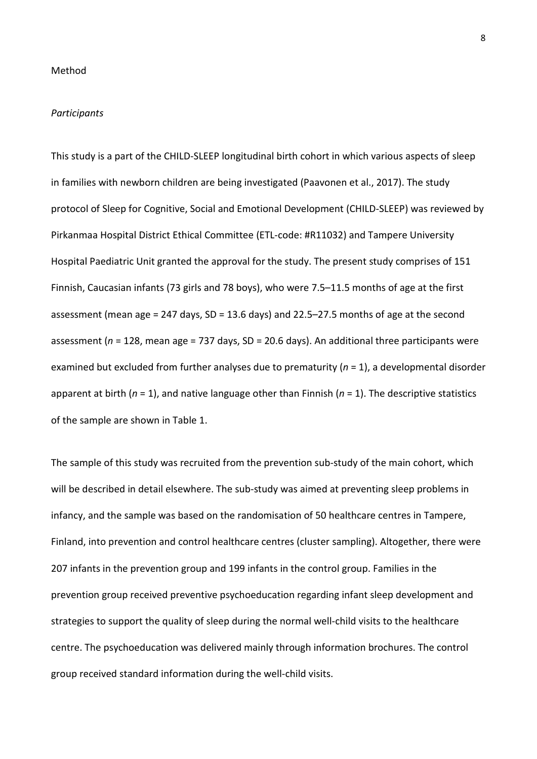# Method

## *Participants*

This study is a part of the CHILD-SLEEP longitudinal birth cohort in which various aspects of sleep in families with newborn children are being investigated (Paavonen et al., 2017). The study protocol of Sleep for Cognitive, Social and Emotional Development (CHILD-SLEEP) was reviewed by Pirkanmaa Hospital District Ethical Committee (ETL-code: #R11032) and Tampere University Hospital Paediatric Unit granted the approval for the study. The present study comprises of 151 Finnish, Caucasian infants (73 girls and 78 boys), who were 7.5–11.5 months of age at the first assessment (mean age = 247 days, SD = 13.6 days) and 22.5–27.5 months of age at the second assessment (*n* = 128, mean age = 737 days, SD = 20.6 days). An additional three participants were examined but excluded from further analyses due to prematurity (*n* = 1), a developmental disorder apparent at birth (*n* = 1), and native language other than Finnish (*n* = 1). The descriptive statistics of the sample are shown in Table 1.

The sample of this study was recruited from the prevention sub-study of the main cohort, which will be described in detail elsewhere. The sub-study was aimed at preventing sleep problems in infancy, and the sample was based on the randomisation of 50 healthcare centres in Tampere, Finland, into prevention and control healthcare centres (cluster sampling). Altogether, there were 207 infants in the prevention group and 199 infants in the control group. Families in the prevention group received preventive psychoeducation regarding infant sleep development and strategies to support the quality of sleep during the normal well-child visits to the healthcare centre. The psychoeducation was delivered mainly through information brochures. The control group received standard information during the well-child visits.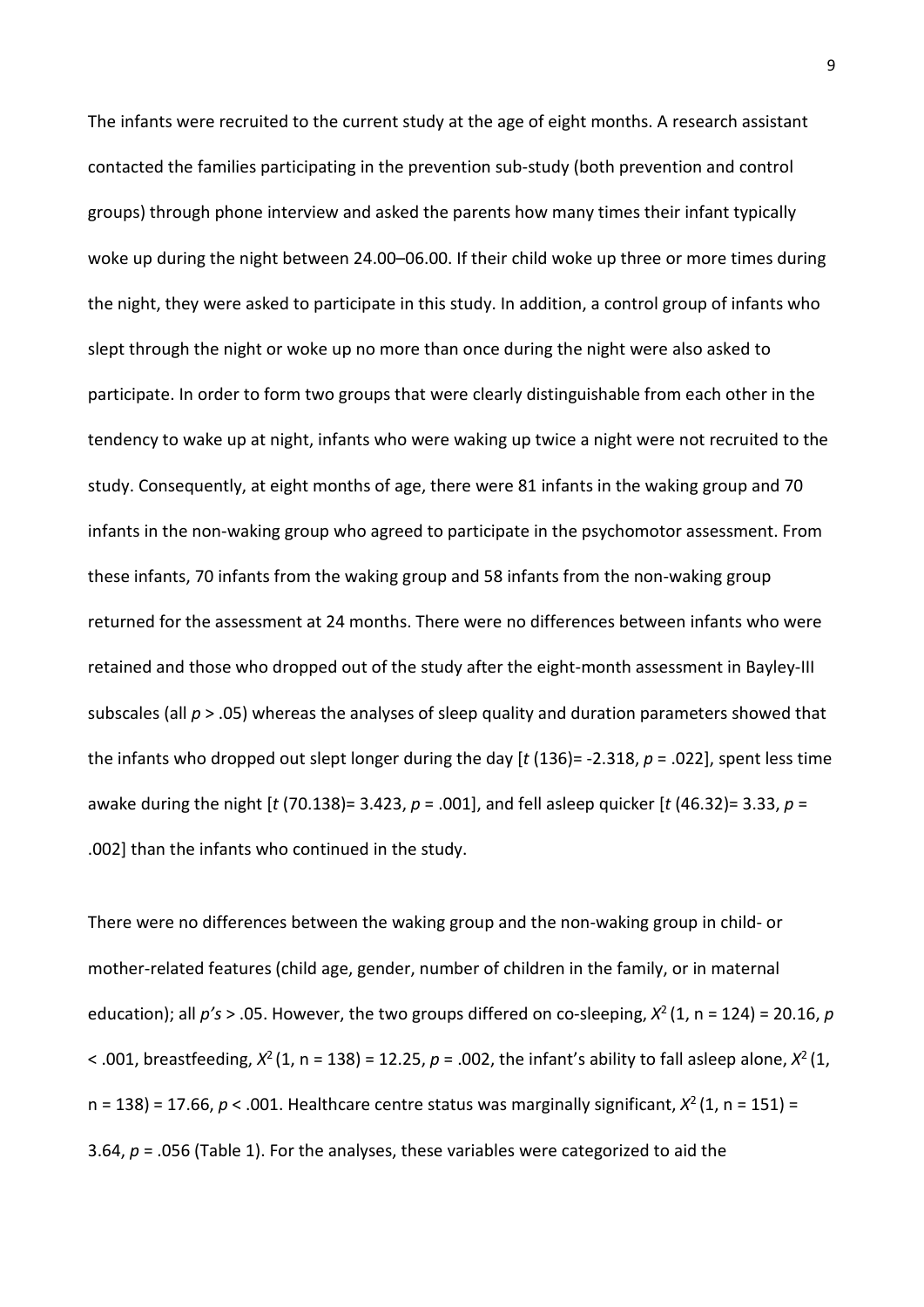The infants were recruited to the current study at the age of eight months. A research assistant contacted the families participating in the prevention sub-study (both prevention and control groups) through phone interview and asked the parents how many times their infant typically woke up during the night between 24.00–06.00. If their child woke up three or more times during the night, they were asked to participate in this study. In addition, a control group of infants who slept through the night or woke up no more than once during the night were also asked to participate. In order to form two groups that were clearly distinguishable from each other in the tendency to wake up at night, infants who were waking up twice a night were not recruited to the study. Consequently, at eight months of age, there were 81 infants in the waking group and 70 infants in the non-waking group who agreed to participate in the psychomotor assessment. From these infants, 70 infants from the waking group and 58 infants from the non-waking group returned for the assessment at 24 months. There were no differences between infants who were retained and those who dropped out of the study after the eight-month assessment in Bayley-III subscales (all $p > .05$) whereas the analyses of sleep quality and duration parameters showed that the infants who dropped out slept longer during the day [$t$ (136)= -2.318, $p$ = .022], spent less time awake during the night [$t$ (70.138)= 3.423, $p$ = .001], and fell asleep quicker [$t$ (46.32)= 3.33, $p$ = .002] than the infants who continued in the study.

There were no differences between the waking group and the non-waking group in child- or mother-related features (child age, gender, number of children in the family, or in maternal education); all $p$'s > .05. However, the two groups differed on co-sleeping, $X^2$ (1, n = 124) = 20.16, $p < .001$, breastfeeding, $X^2$ (1, n = 138) = 12.25, $p$ = .002, the infant's ability to fall asleep alone, $X^2$ (1, n = 138) = 17.66, $p < .001$. Healthcare centre status was marginally significant, $X^2$ (1, n = 151) = 3.64, $p$ = .056 (Table 1). For the analyses, these variables were categorized to aid the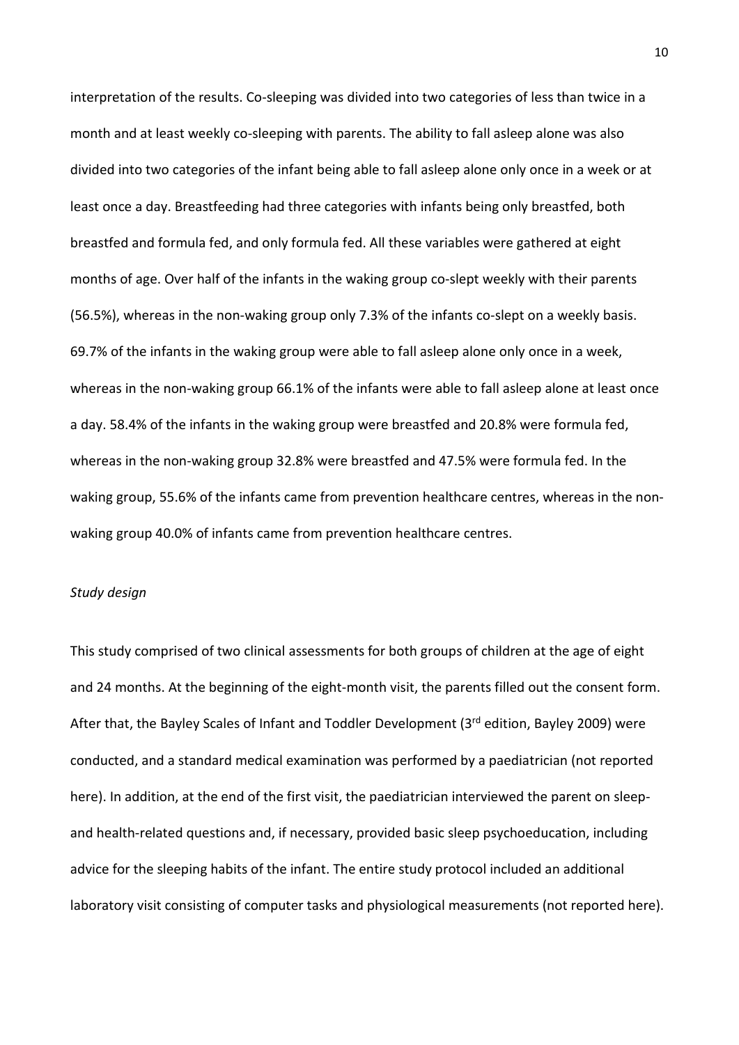interpretation of the results. Co-sleeping was divided into two categories of less than twice in a month and at least weekly co-sleeping with parents. The ability to fall asleep alone was also divided into two categories of the infant being able to fall asleep alone only once in a week or at least once a day. Breastfeeding had three categories with infants being only breastfed, both breastfed and formula fed, and only formula fed. All these variables were gathered at eight months of age. Over half of the infants in the waking group co-slept weekly with their parents (56.5%), whereas in the non-waking group only 7.3% of the infants co-slept on a weekly basis. 69.7% of the infants in the waking group were able to fall asleep alone only once in a week, whereas in the non-waking group 66.1% of the infants were able to fall asleep alone at least once a day. 58.4% of the infants in the waking group were breastfed and 20.8% were formula fed, whereas in the non-waking group 32.8% were breastfed and 47.5% were formula fed. In the waking group, 55.6% of the infants came from prevention healthcare centres, whereas in the non-waking group 40.0% of infants came from prevention healthcare centres.

*Study design*

This study comprised of two clinical assessments for both groups of children at the age of eight and 24 months. At the beginning of the eight-month visit, the parents filled out the consent form. After that, the Bayley Scales of Infant and Toddler Development (3rd edition, Bayley 2009) were conducted, and a standard medical examination was performed by a paediatrician (not reported here). In addition, at the end of the first visit, the paediatrician interviewed the parent on sleep- and health-related questions and, if necessary, provided basic sleep psychoeducation, including advice for the sleeping habits of the infant. The entire study protocol included an additional laboratory visit consisting of computer tasks and physiological measurements (not reported here).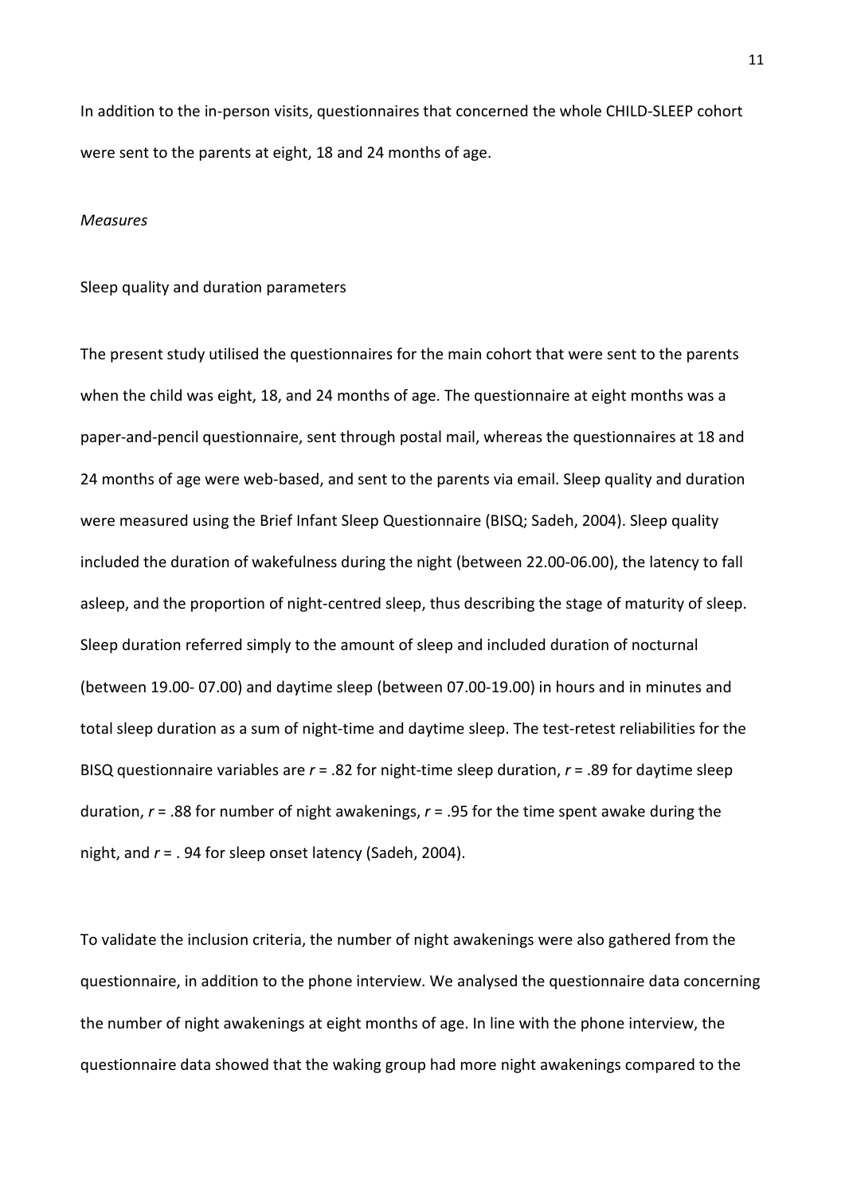In addition to the in-person visits, questionnaires that concerned the whole CHILD-SLEEP cohort were sent to the parents at eight, 18 and 24 months of age.

*Measures*

Sleep quality and duration parameters

The present study utilised the questionnaires for the main cohort that were sent to the parents when the child was eight, 18, and 24 months of age. The questionnaire at eight months was a paper-and-pencil questionnaire, sent through postal mail, whereas the questionnaires at 18 and 24 months of age were web-based, and sent to the parents via email. Sleep quality and duration were measured using the Brief Infant Sleep Questionnaire (BISQ; Sadeh, 2004). Sleep quality included the duration of wakefulness during the night (between 22.00-06.00), the latency to fall asleep, and the proportion of night-centred sleep, thus describing the stage of maturity of sleep. Sleep duration referred simply to the amount of sleep and included duration of nocturnal (between 19.00- 07.00) and daytime sleep (between 07.00-19.00) in hours and in minutes and total sleep duration as a sum of night-time and daytime sleep. The test-retest reliabilities for the BISQ questionnaire variables are $r$ = .82 for night-time sleep duration, $r$ = .89 for daytime sleep duration, $r$ = .88 for number of night awakenings, $r$ = .95 for the time spent awake during the night, and $r$ = . 94 for sleep onset latency (Sadeh, 2004).

To validate the inclusion criteria, the number of night awakenings were also gathered from the questionnaire, in addition to the phone interview. We analysed the questionnaire data concerning the number of night awakenings at eight months of age. In line with the phone interview, the questionnaire data showed that the waking group had more night awakenings compared to the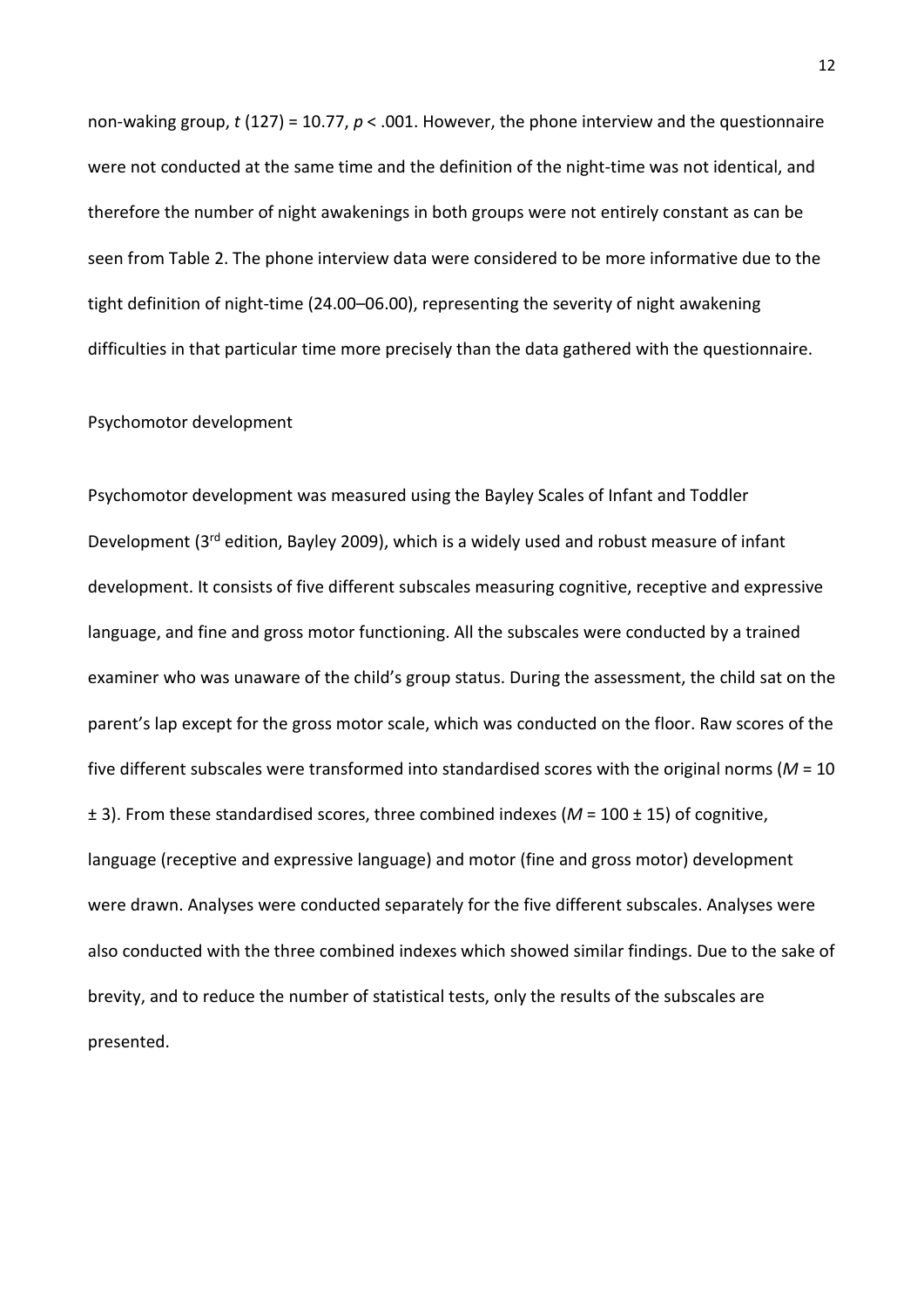non-waking group, $t$ (127) = 10.77, $p < .001$. However, the phone interview and the questionnaire were not conducted at the same time and the definition of the night-time was not identical, and therefore the number of night awakenings in both groups were not entirely constant as can be seen from Table 2. The phone interview data were considered to be more informative due to the tight definition of night-time (24.00–06.00), representing the severity of night awakening difficulties in that particular time more precisely than the data gathered with the questionnaire.

## Psychomotor development

Psychomotor development was measured using the Bayley Scales of Infant and Toddler Development (3rd edition, Bayley 2009), which is a widely used and robust measure of infant development. It consists of five different subscales measuring cognitive, receptive and expressive language, and fine and gross motor functioning. All the subscales were conducted by a trained examiner who was unaware of the child's group status. During the assessment, the child sat on the parent's lap except for the gross motor scale, which was conducted on the floor. Raw scores of the five different subscales were transformed into standardised scores with the original norms ($M = 10 \pm 3$). From these standardised scores, three combined indexes ($M = 100 \pm 15$) of cognitive, language (receptive and expressive language) and motor (fine and gross motor) development were drawn. Analyses were conducted separately for the five different subscales. Analyses were also conducted with the three combined indexes which showed similar findings. Due to the sake of brevity, and to reduce the number of statistical tests, only the results of the subscales are presented.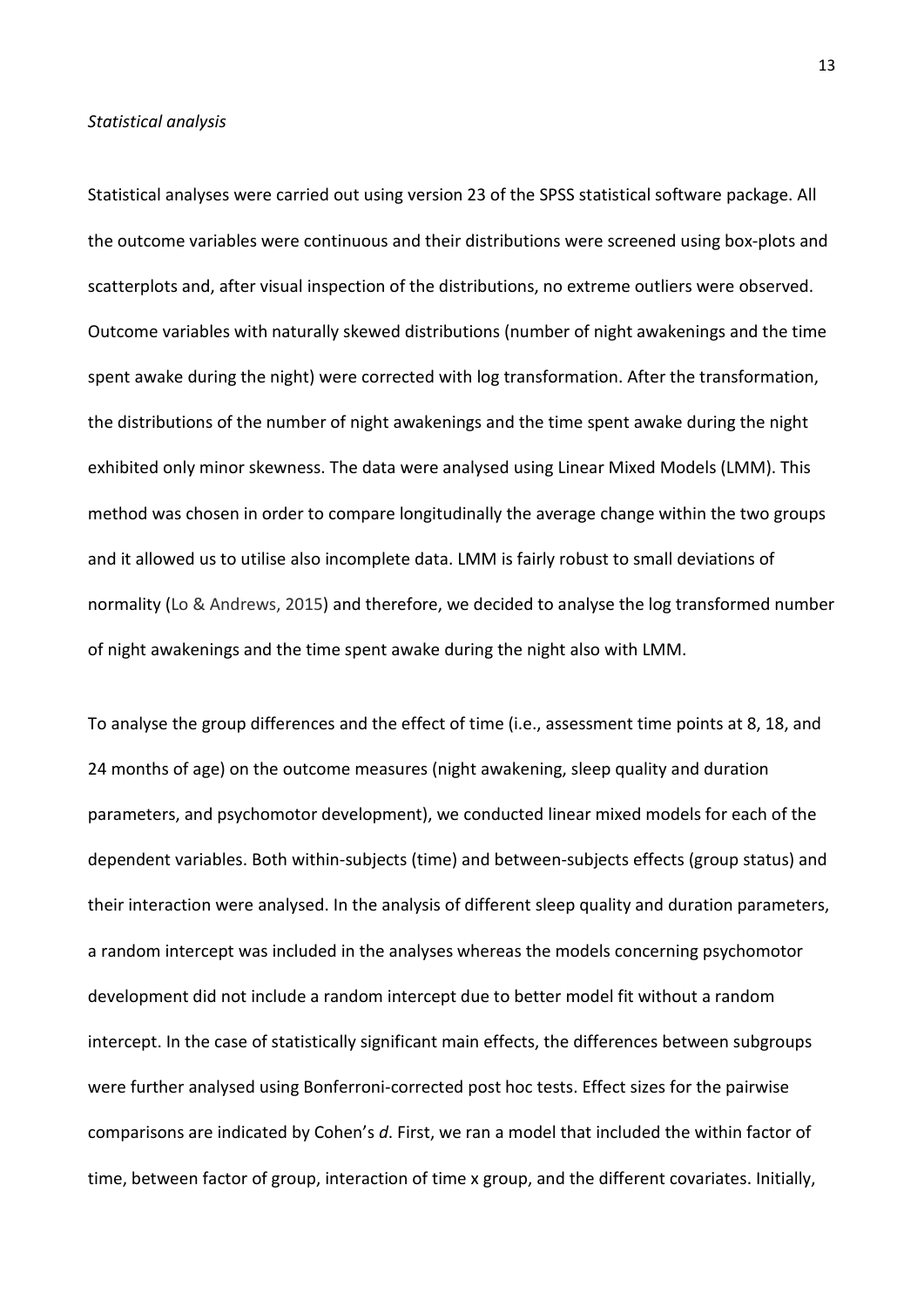*Statistical analysis*

Statistical analyses were carried out using version 23 of the SPSS statistical software package. All the outcome variables were continuous and their distributions were screened using box-plots and scatterplots and, after visual inspection of the distributions, no extreme outliers were observed. Outcome variables with naturally skewed distributions (number of night awakenings and the time spent awake during the night) were corrected with log transformation. After the transformation, the distributions of the number of night awakenings and the time spent awake during the night exhibited only minor skewness. The data were analysed using Linear Mixed Models (LMM). This method was chosen in order to compare longitudinally the average change within the two groups and it allowed us to utilise also incomplete data. LMM is fairly robust to small deviations of normality (Lo & Andrews, 2015) and therefore, we decided to analyse the log transformed number of night awakenings and the time spent awake during the night also with LMM.

To analyse the group differences and the effect of time (i.e., assessment time points at 8, 18, and 24 months of age) on the outcome measures (night awakening, sleep quality and duration parameters, and psychomotor development), we conducted linear mixed models for each of the dependent variables. Both within-subjects (time) and between-subjects effects (group status) and their interaction were analysed. In the analysis of different sleep quality and duration parameters, a random intercept was included in the analyses whereas the models concerning psychomotor development did not include a random intercept due to better model fit without a random intercept. In the case of statistically significant main effects, the differences between subgroups were further analysed using Bonferroni-corrected post hoc tests. Effect sizes for the pairwise comparisons are indicated by Cohen's *d*. First, we ran a model that included the within factor of time, between factor of group, interaction of time x group, and the different covariates. Initially,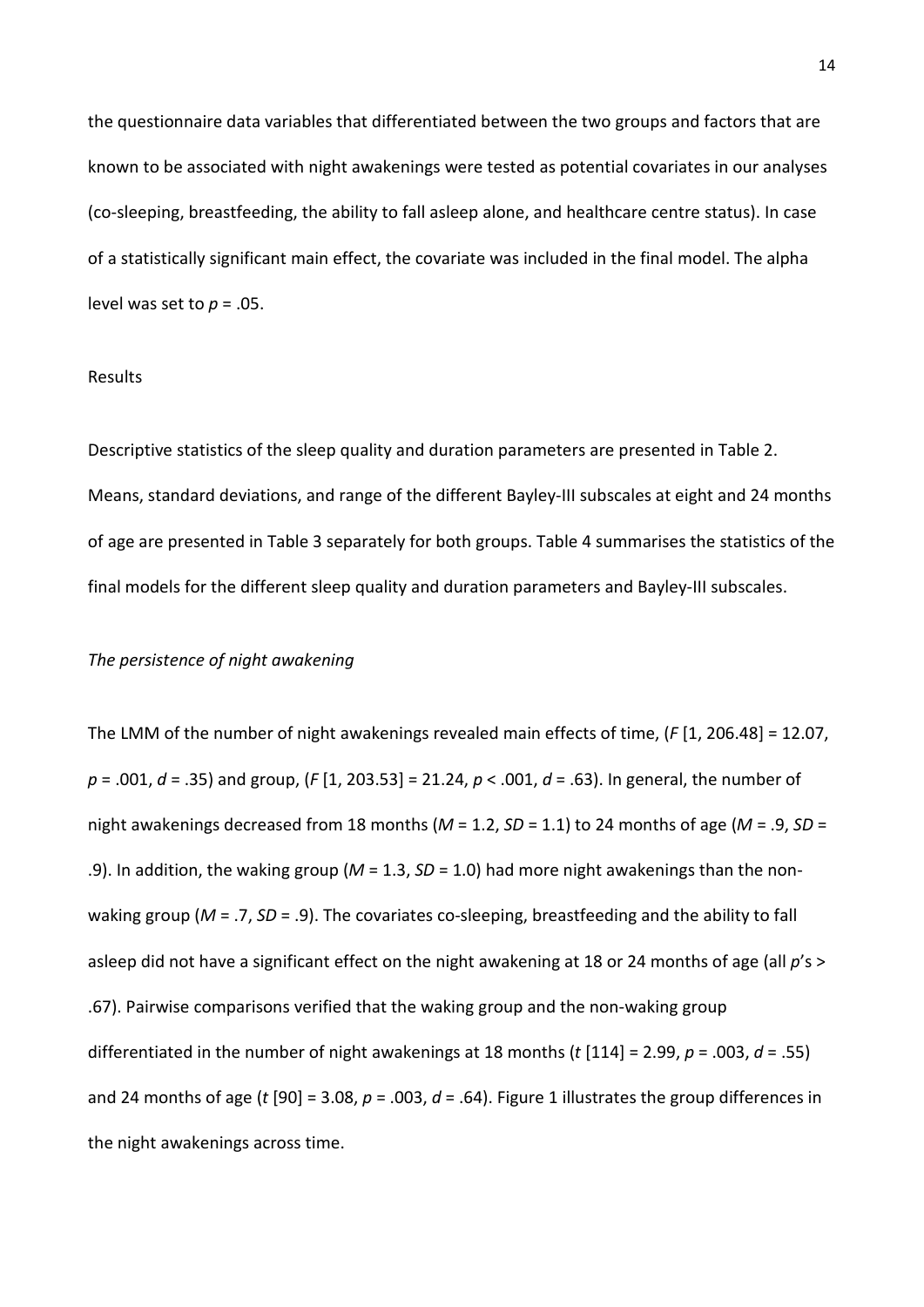the questionnaire data variables that differentiated between the two groups and factors that are known to be associated with night awakenings were tested as potential covariates in our analyses (co-sleeping, breastfeeding, the ability to fall asleep alone, and healthcare centre status). In case of a statistically significant main effect, the covariate was included in the final model. The alpha level was set to $p = .05$.

## Results

Descriptive statistics of the sleep quality and duration parameters are presented in Table 2. Means, standard deviations, and range of the different Bayley-III subscales at eight and 24 months of age are presented in Table 3 separately for both groups. Table 4 summarises the statistics of the final models for the different sleep quality and duration parameters and Bayley-III subscales.

### *The persistence of night awakening*

The LMM of the number of night awakenings revealed main effects of time, ($F$ [1, 206.48] = 12.07, $p = .001$, $d = .35$) and group, ($F$ [1, 203.53] = 21.24, $p < .001$, $d = .63$). In general, the number of night awakenings decreased from 18 months ($M = 1.2$, $SD = 1.1$) to 24 months of age ($M = .9$, $SD = .9$). In addition, the waking group ($M = 1.3$, $SD = 1.0$) had more night awakenings than the non-waking group ($M = .7$, $SD = .9$). The covariates co-sleeping, breastfeeding and the ability to fall asleep did not have a significant effect on the night awakening at 18 or 24 months of age (all $p$'s > .67). Pairwise comparisons verified that the waking group and the non-waking group differentiated in the number of night awakenings at 18 months ($t$ [114] = 2.99, $p = .003$, $d = .55$) and 24 months of age ($t$ [90] = 3.08, $p = .003$, $d = .64$). Figure 1 illustrates the group differences in the night awakenings across time.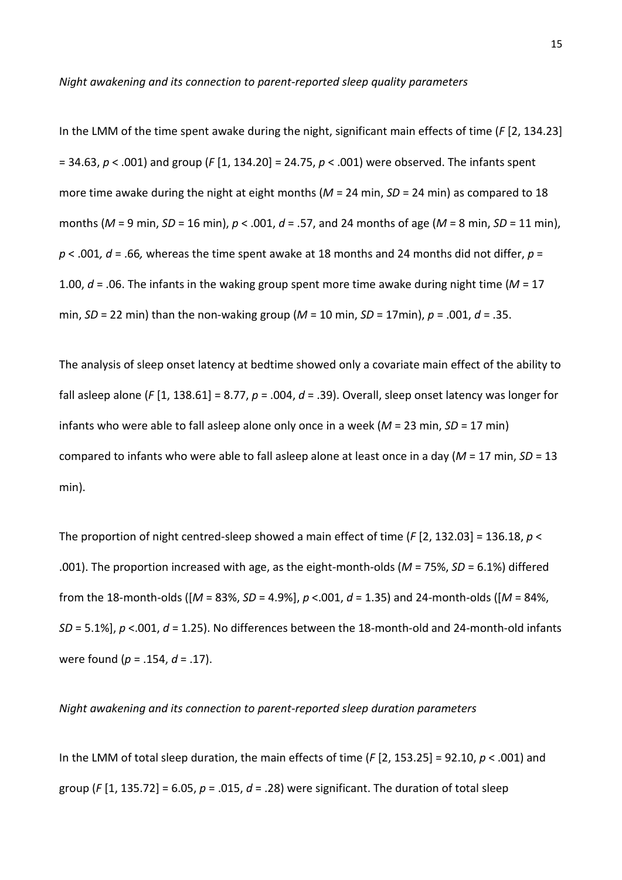*Night awakening and its connection to parent-reported sleep quality parameters*

In the LMM of the time spent awake during the night, significant main effects of time ($F$ [2, 134.23] = 34.63, $p < .001$) and group ($F$ [1, 134.20] = 24.75, $p < .001$) were observed. The infants spent more time awake during the night at eight months ($M$ = 24 min, $SD$ = 24 min) as compared to 18 months ($M$ = 9 min, $SD$ = 16 min), $p < .001$, $d$ = .57, and 24 months of age ($M$ = 8 min, $SD$ = 11 min), $p < .001$, $d$ = .66, whereas the time spent awake at 18 months and 24 months did not differ, $p$ = 1.00, $d$ = .06. The infants in the waking group spent more time awake during night time ($M$ = 17 min, $SD$ = 22 min) than the non-waking group ($M$ = 10 min, $SD$ = 17min), $p$ = .001, $d$ = .35.

The analysis of sleep onset latency at bedtime showed only a covariate main effect of the ability to fall asleep alone ($F$ [1, 138.61] = 8.77, $p$ = .004, $d$ = .39). Overall, sleep onset latency was longer for infants who were able to fall asleep alone only once in a week ($M$ = 23 min, $SD$ = 17 min) compared to infants who were able to fall asleep alone at least once in a day ($M$ = 17 min, $SD$ = 13 min).

The proportion of night centred-sleep showed a main effect of time ($F$ [2, 132.03] = 136.18, $p <$ .001). The proportion increased with age, as the eight-month-olds ($M$ = 75%, $SD$ = 6.1%) differed from the 18-month-olds ([$M$ = 83%, $SD$ = 4.9%], $p$ <.001, $d$ = 1.35) and 24-month-olds ([$M$ = 84%, $SD$ = 5.1%], $p$ <.001, $d$ = 1.25). No differences between the 18-month-old and 24-month-old infants were found ($p$ = .154, $d$ = .17).

*Night awakening and its connection to parent-reported sleep duration parameters*

In the LMM of total sleep duration, the main effects of time ($F$ [2, 153.25] = 92.10, $p < .001$) and group ($F$ [1, 135.72] = 6.05, $p$ = .015, $d$ = .28) were significant. The duration of total sleep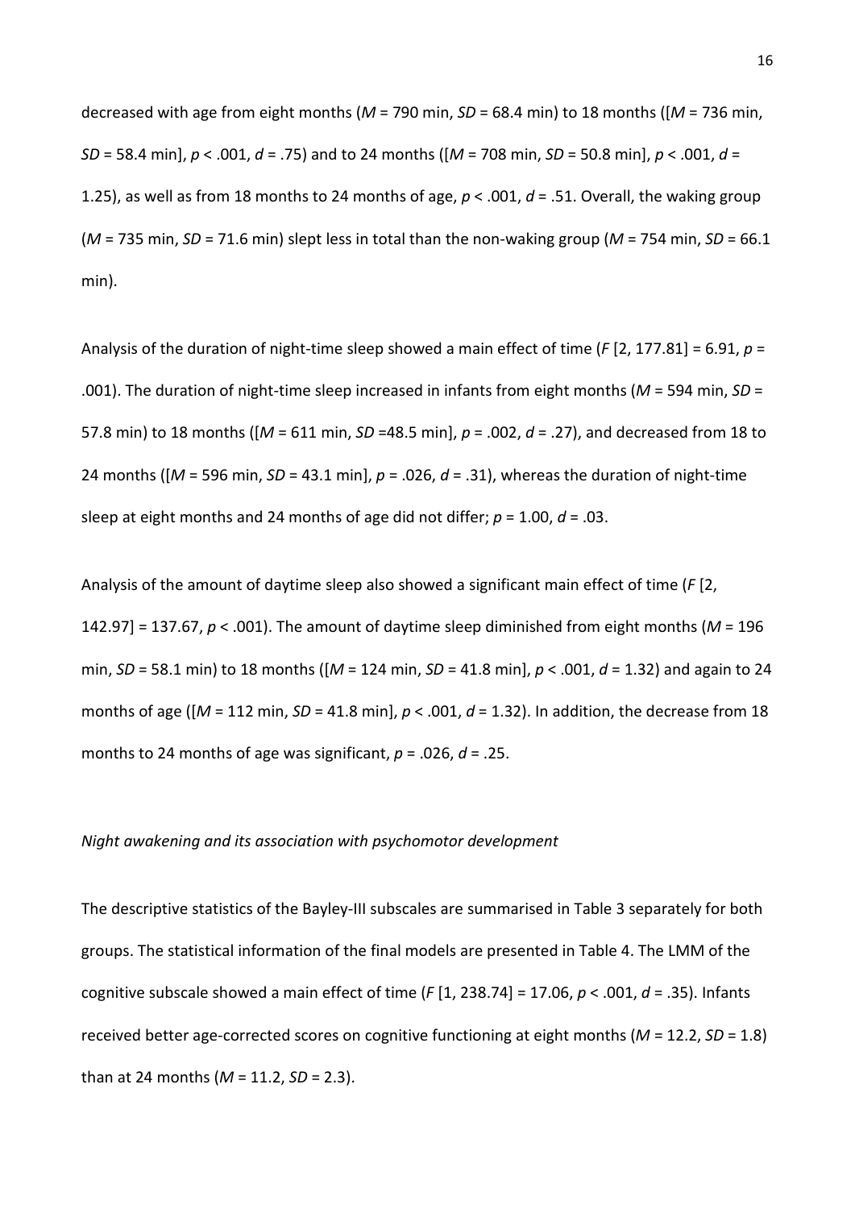decreased with age from eight months (*M* = 790 min, *SD* = 68.4 min) to 18 months ([*M* = 736 min, *SD* = 58.4 min], $p < .001$, $d = .75$) and to 24 months ([*M* = 708 min, *SD* = 50.8 min], $p < .001$, $d = 1.25$), as well as from 18 months to 24 months of age, $p < .001$, $d = .51$. Overall, the waking group (*M* = 735 min, *SD* = 71.6 min) slept less in total than the non-waking group (*M* = 754 min, *SD* = 66.1 min).

Analysis of the duration of night-time sleep showed a main effect of time ($F$ [2, 177.81] = 6.91, $p = .001$). The duration of night-time sleep increased in infants from eight months (*M* = 594 min, *SD* = 57.8 min) to 18 months ([*M* = 611 min, *SD* =48.5 min], $p = .002$, $d = .27$), and decreased from 18 to 24 months ([*M* = 596 min, *SD* = 43.1 min], $p = .026$, $d = .31$), whereas the duration of night-time sleep at eight months and 24 months of age did not differ; $p = 1.00$, $d = .03$.

Analysis of the amount of daytime sleep also showed a significant main effect of time ($F$ [2, 142.97] = 137.67, $p < .001$). The amount of daytime sleep diminished from eight months (*M* = 196 min, *SD* = 58.1 min) to 18 months ([*M* = 124 min, *SD* = 41.8 min], $p < .001$, $d = 1.32$) and again to 24 months of age ([*M* = 112 min, *SD* = 41.8 min], $p < .001$, $d = 1.32$). In addition, the decrease from 18 months to 24 months of age was significant, $p = .026$, $d = .25$.

*Night awakening and its association with psychomotor development*

The descriptive statistics of the Bayley-III subscales are summarised in Table 3 separately for both groups. The statistical information of the final models are presented in Table 4. The LMM of the cognitive subscale showed a main effect of time ($F$ [1, 238.74] = 17.06, $p < .001$, $d = .35$). Infants received better age-corrected scores on cognitive functioning at eight months (*M* = 12.2, *SD* = 1.8) than at 24 months (*M* = 11.2, *SD* = 2.3).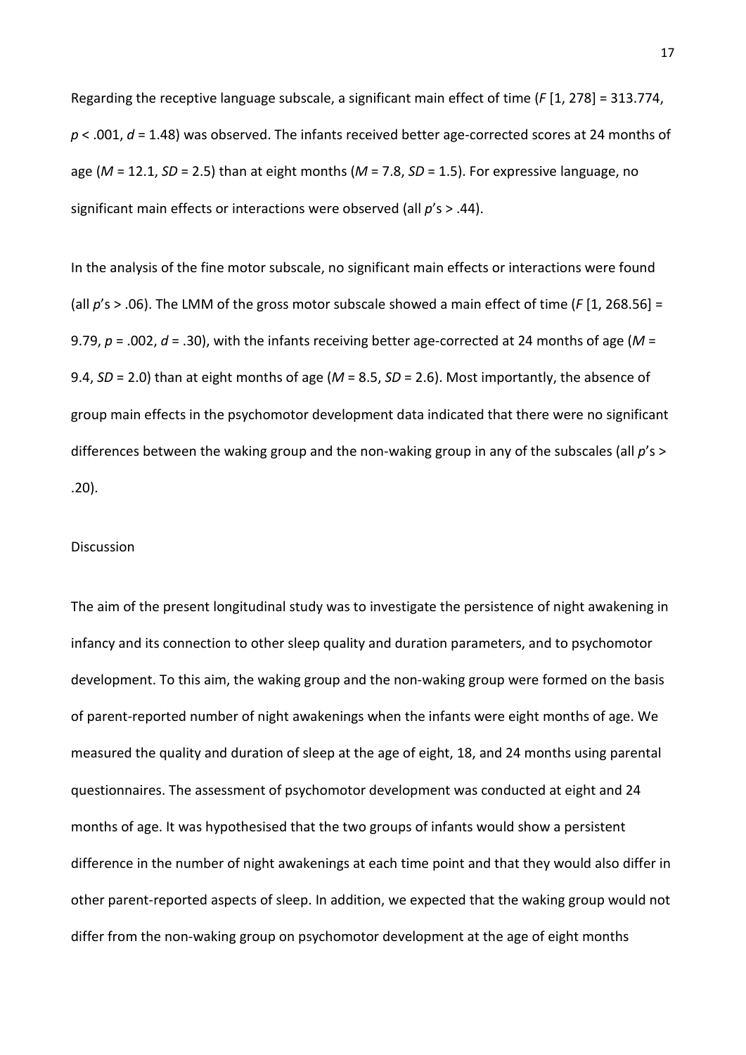Regarding the receptive language subscale, a significant main effect of time ($F$ [1, 278] = 313.774, $p < .001$, $d$ = 1.48) was observed. The infants received better age-corrected scores at 24 months of age ($M$ = 12.1, $SD$ = 2.5) than at eight months ($M$ = 7.8, $SD$ = 1.5). For expressive language, no significant main effects or interactions were observed (all $p$'s > .44).

In the analysis of the fine motor subscale, no significant main effects or interactions were found (all $p$'s > .06). The LMM of the gross motor subscale showed a main effect of time ($F$ [1, 268.56] = 9.79, $p$ = .002, $d$ = .30), with the infants receiving better age-corrected at 24 months of age ($M$ = 9.4, $SD$ = 2.0) than at eight months of age ($M$ = 8.5, $SD$ = 2.6). Most importantly, the absence of group main effects in the psychomotor development data indicated that there were no significant differences between the waking group and the non-waking group in any of the subscales (all $p$'s > .20).

## Discussion

The aim of the present longitudinal study was to investigate the persistence of night awakening in infancy and its connection to other sleep quality and duration parameters, and to psychomotor development. To this aim, the waking group and the non-waking group were formed on the basis of parent-reported number of night awakenings when the infants were eight months of age. We measured the quality and duration of sleep at the age of eight, 18, and 24 months using parental questionnaires. The assessment of psychomotor development was conducted at eight and 24 months of age. It was hypothesised that the two groups of infants would show a persistent difference in the number of night awakenings at each time point and that they would also differ in other parent-reported aspects of sleep. In addition, we expected that the waking group would not differ from the non-waking group on psychomotor development at the age of eight months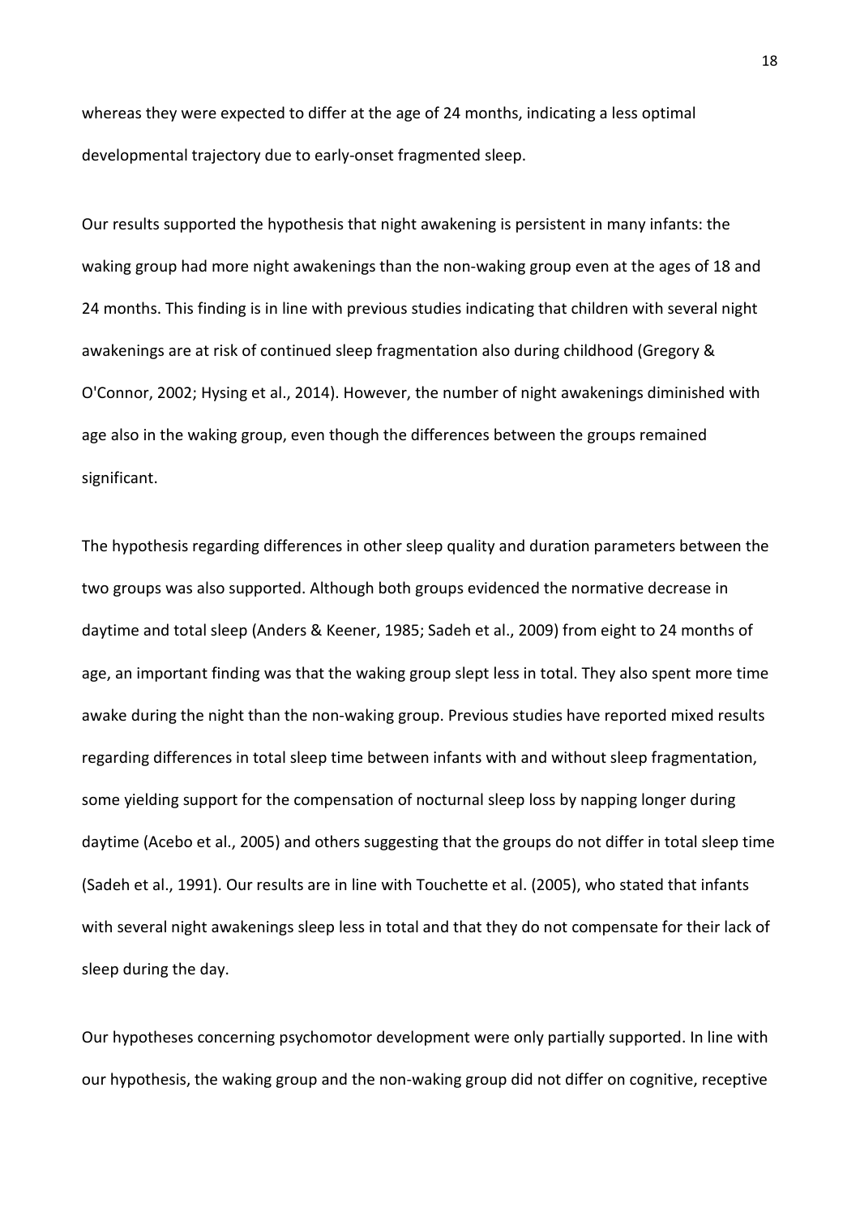whereas they were expected to differ at the age of 24 months, indicating a less optimal developmental trajectory due to early-onset fragmented sleep.

Our results supported the hypothesis that night awakening is persistent in many infants: the waking group had more night awakenings than the non-waking group even at the ages of 18 and 24 months. This finding is in line with previous studies indicating that children with several night awakenings are at risk of continued sleep fragmentation also during childhood (Gregory & O'Connor, 2002; Hysing et al., 2014). However, the number of night awakenings diminished with age also in the waking group, even though the differences between the groups remained significant.

The hypothesis regarding differences in other sleep quality and duration parameters between the two groups was also supported. Although both groups evidenced the normative decrease in daytime and total sleep (Anders & Keener, 1985; Sadeh et al., 2009) from eight to 24 months of age, an important finding was that the waking group slept less in total. They also spent more time awake during the night than the non-waking group. Previous studies have reported mixed results regarding differences in total sleep time between infants with and without sleep fragmentation, some yielding support for the compensation of nocturnal sleep loss by napping longer during daytime (Acebo et al., 2005) and others suggesting that the groups do not differ in total sleep time (Sadeh et al., 1991). Our results are in line with Touchette et al. (2005), who stated that infants with several night awakenings sleep less in total and that they do not compensate for their lack of sleep during the day.

Our hypotheses concerning psychomotor development were only partially supported. In line with our hypothesis, the waking group and the non-waking group did not differ on cognitive, receptive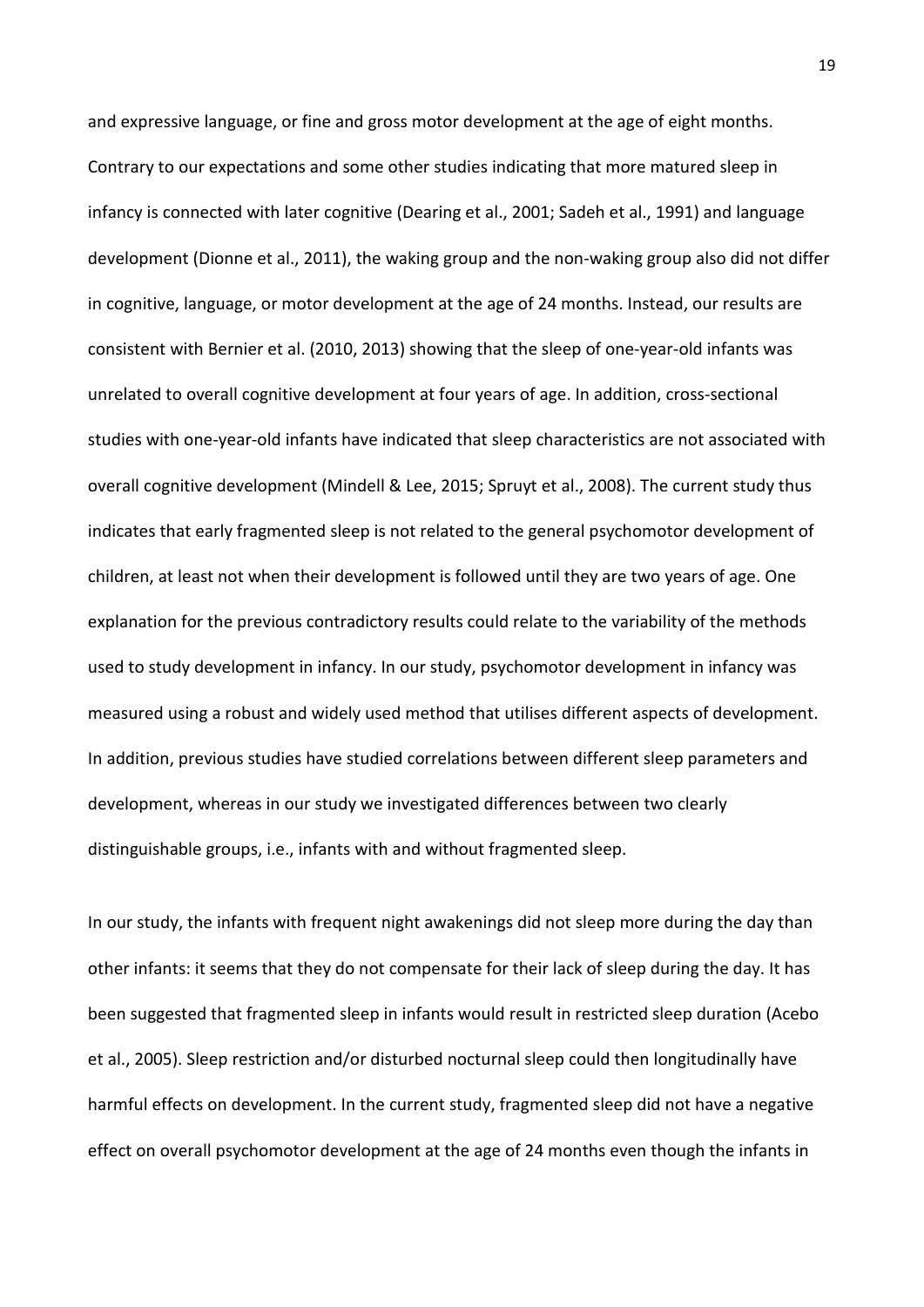and expressive language, or fine and gross motor development at the age of eight months. Contrary to our expectations and some other studies indicating that more matured sleep in infancy is connected with later cognitive (Dearing et al., 2001; Sadeh et al., 1991) and language development (Dionne et al., 2011), the waking group and the non-waking group also did not differ in cognitive, language, or motor development at the age of 24 months. Instead, our results are consistent with Bernier et al. (2010, 2013) showing that the sleep of one-year-old infants was unrelated to overall cognitive development at four years of age. In addition, cross-sectional studies with one-year-old infants have indicated that sleep characteristics are not associated with overall cognitive development (Mindell & Lee, 2015; Spruyt et al., 2008). The current study thus indicates that early fragmented sleep is not related to the general psychomotor development of children, at least not when their development is followed until they are two years of age. One explanation for the previous contradictory results could relate to the variability of the methods used to study development in infancy. In our study, psychomotor development in infancy was measured using a robust and widely used method that utilises different aspects of development. In addition, previous studies have studied correlations between different sleep parameters and development, whereas in our study we investigated differences between two clearly distinguishable groups, i.e., infants with and without fragmented sleep.

In our study, the infants with frequent night awakenings did not sleep more during the day than other infants: it seems that they do not compensate for their lack of sleep during the day. It has been suggested that fragmented sleep in infants would result in restricted sleep duration (Acebo et al., 2005). Sleep restriction and/or disturbed nocturnal sleep could then longitudinally have harmful effects on development. In the current study, fragmented sleep did not have a negative effect on overall psychomotor development at the age of 24 months even though the infants in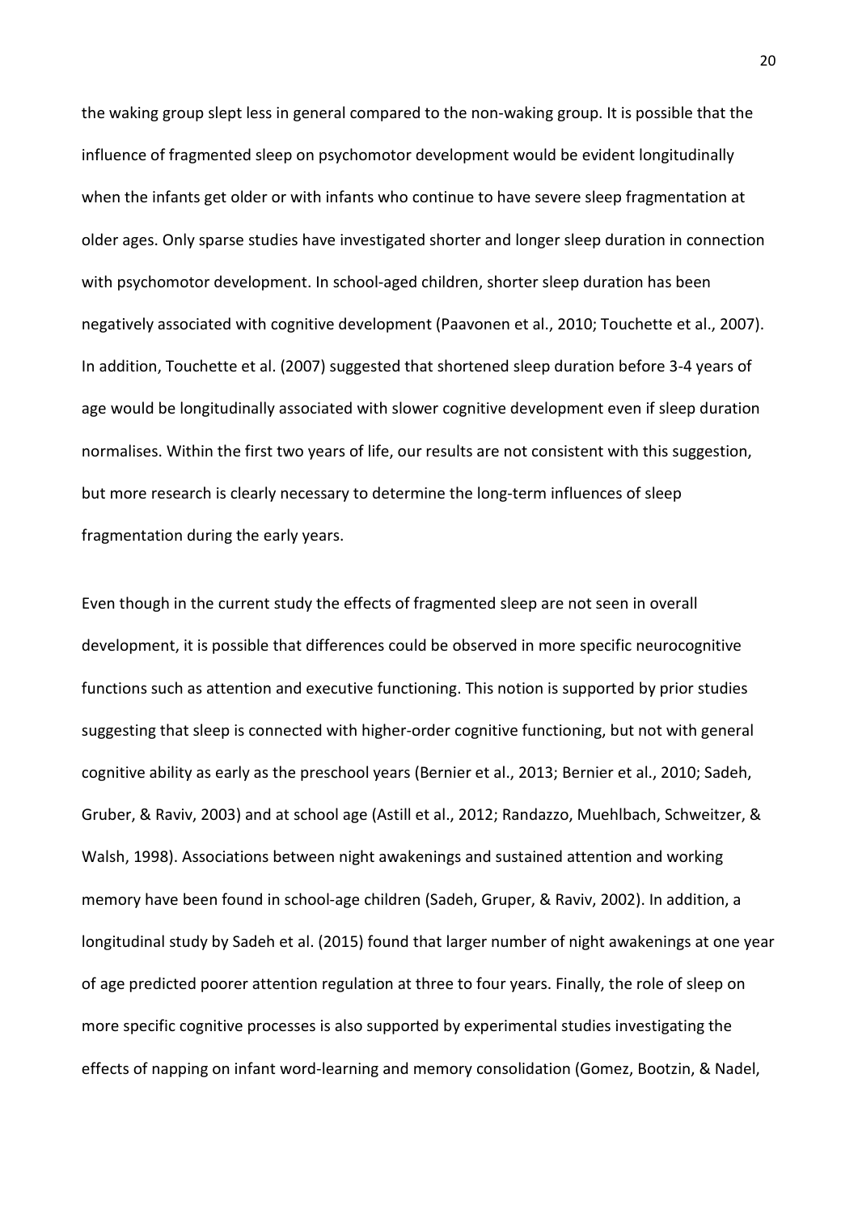the waking group slept less in general compared to the non-waking group. It is possible that the influence of fragmented sleep on psychomotor development would be evident longitudinally when the infants get older or with infants who continue to have severe sleep fragmentation at older ages. Only sparse studies have investigated shorter and longer sleep duration in connection with psychomotor development. In school-aged children, shorter sleep duration has been negatively associated with cognitive development (Paavonen et al., 2010; Touchette et al., 2007). In addition, Touchette et al. (2007) suggested that shortened sleep duration before 3-4 years of age would be longitudinally associated with slower cognitive development even if sleep duration normalises. Within the first two years of life, our results are not consistent with this suggestion, but more research is clearly necessary to determine the long-term influences of sleep fragmentation during the early years.

Even though in the current study the effects of fragmented sleep are not seen in overall development, it is possible that differences could be observed in more specific neurocognitive functions such as attention and executive functioning. This notion is supported by prior studies suggesting that sleep is connected with higher-order cognitive functioning, but not with general cognitive ability as early as the preschool years (Bernier et al., 2013; Bernier et al., 2010; Sadeh, Gruber, & Raviv, 2003) and at school age (Astill et al., 2012; Randazzo, Muehlbach, Schweitzer, & Walsh, 1998). Associations between night awakenings and sustained attention and working memory have been found in school-age children (Sadeh, Gruper, & Raviv, 2002). In addition, a longitudinal study by Sadeh et al. (2015) found that larger number of night awakenings at one year of age predicted poorer attention regulation at three to four years. Finally, the role of sleep on more specific cognitive processes is also supported by experimental studies investigating the effects of napping on infant word-learning and memory consolidation (Gomez, Bootzin, & Nadel,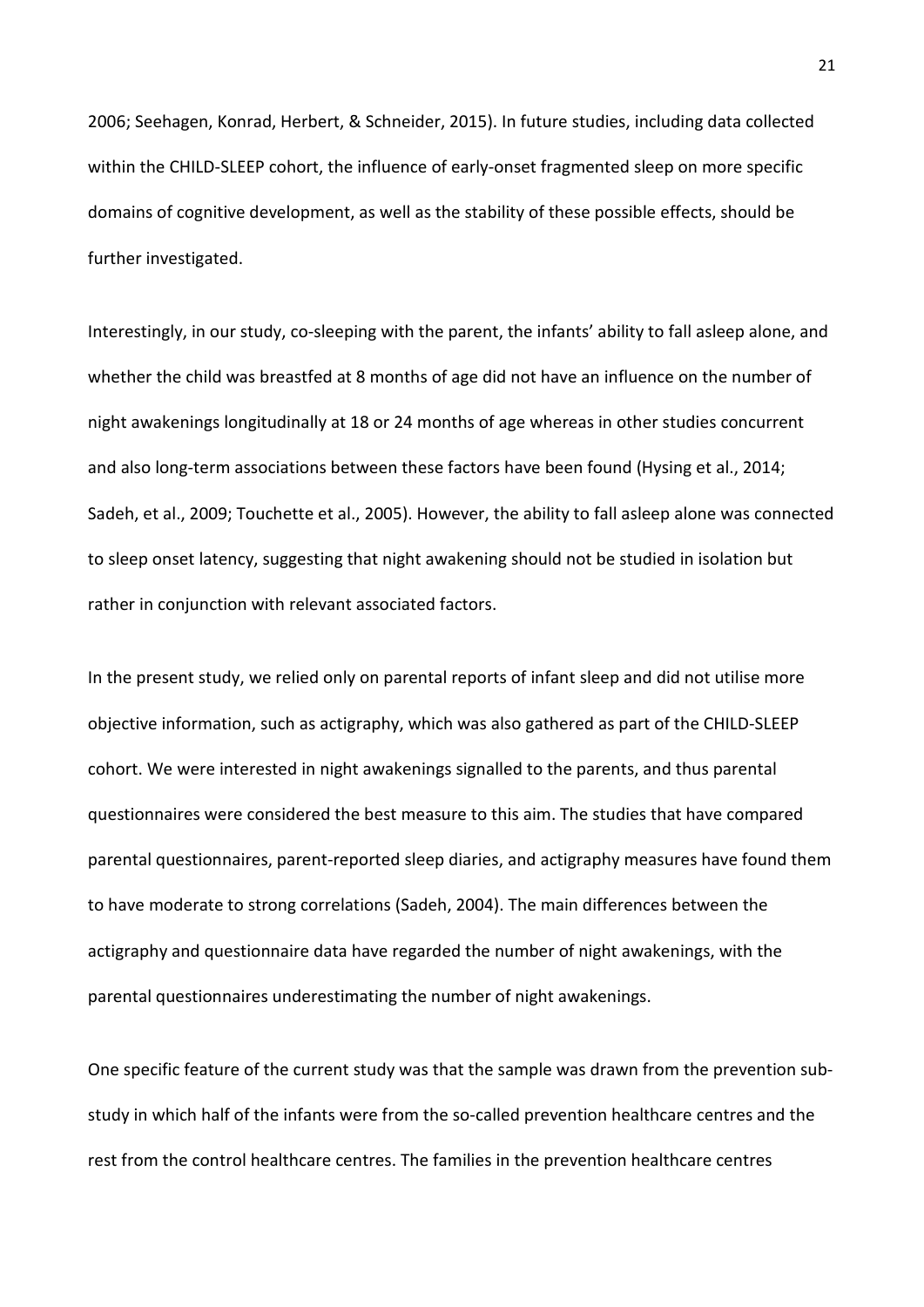2006; Seehagen, Konrad, Herbert, & Schneider, 2015). In future studies, including data collected within the CHILD-SLEEP cohort, the influence of early-onset fragmented sleep on more specific domains of cognitive development, as well as the stability of these possible effects, should be further investigated.

Interestingly, in our study, co-sleeping with the parent, the infants' ability to fall asleep alone, and whether the child was breastfed at 8 months of age did not have an influence on the number of night awakenings longitudinally at 18 or 24 months of age whereas in other studies concurrent and also long-term associations between these factors have been found (Hysing et al., 2014; Sadeh, et al., 2009; Touchette et al., 2005). However, the ability to fall asleep alone was connected to sleep onset latency, suggesting that night awakening should not be studied in isolation but rather in conjunction with relevant associated factors.

In the present study, we relied only on parental reports of infant sleep and did not utilise more objective information, such as actigraphy, which was also gathered as part of the CHILD-SLEEP cohort. We were interested in night awakenings signalled to the parents, and thus parental questionnaires were considered the best measure to this aim. The studies that have compared parental questionnaires, parent-reported sleep diaries, and actigraphy measures have found them to have moderate to strong correlations (Sadeh, 2004). The main differences between the actigraphy and questionnaire data have regarded the number of night awakenings, with the parental questionnaires underestimating the number of night awakenings.

One specific feature of the current study was that the sample was drawn from the prevention sub-study in which half of the infants were from the so-called prevention healthcare centres and the rest from the control healthcare centres. The families in the prevention healthcare centres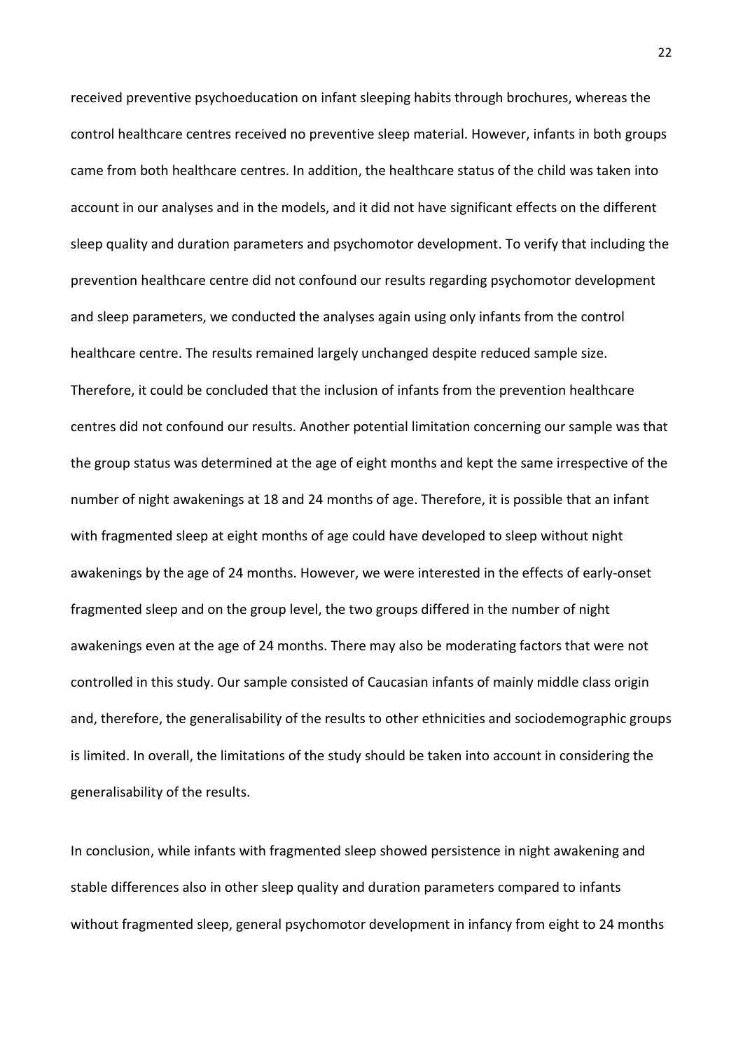received preventive psychoeducation on infant sleeping habits through brochures, whereas the control healthcare centres received no preventive sleep material. However, infants in both groups came from both healthcare centres. In addition, the healthcare status of the child was taken into account in our analyses and in the models, and it did not have significant effects on the different sleep quality and duration parameters and psychomotor development. To verify that including the prevention healthcare centre did not confound our results regarding psychomotor development and sleep parameters, we conducted the analyses again using only infants from the control healthcare centre. The results remained largely unchanged despite reduced sample size. Therefore, it could be concluded that the inclusion of infants from the prevention healthcare centres did not confound our results. Another potential limitation concerning our sample was that the group status was determined at the age of eight months and kept the same irrespective of the number of night awakenings at 18 and 24 months of age. Therefore, it is possible that an infant with fragmented sleep at eight months of age could have developed to sleep without night awakenings by the age of 24 months. However, we were interested in the effects of early-onset fragmented sleep and on the group level, the two groups differed in the number of night awakenings even at the age of 24 months. There may also be moderating factors that were not controlled in this study. Our sample consisted of Caucasian infants of mainly middle class origin and, therefore, the generalisability of the results to other ethnicities and sociodemographic groups is limited. In overall, the limitations of the study should be taken into account in considering the generalisability of the results.

In conclusion, while infants with fragmented sleep showed persistence in night awakening and stable differences also in other sleep quality and duration parameters compared to infants without fragmented sleep, general psychomotor development in infancy from eight to 24 months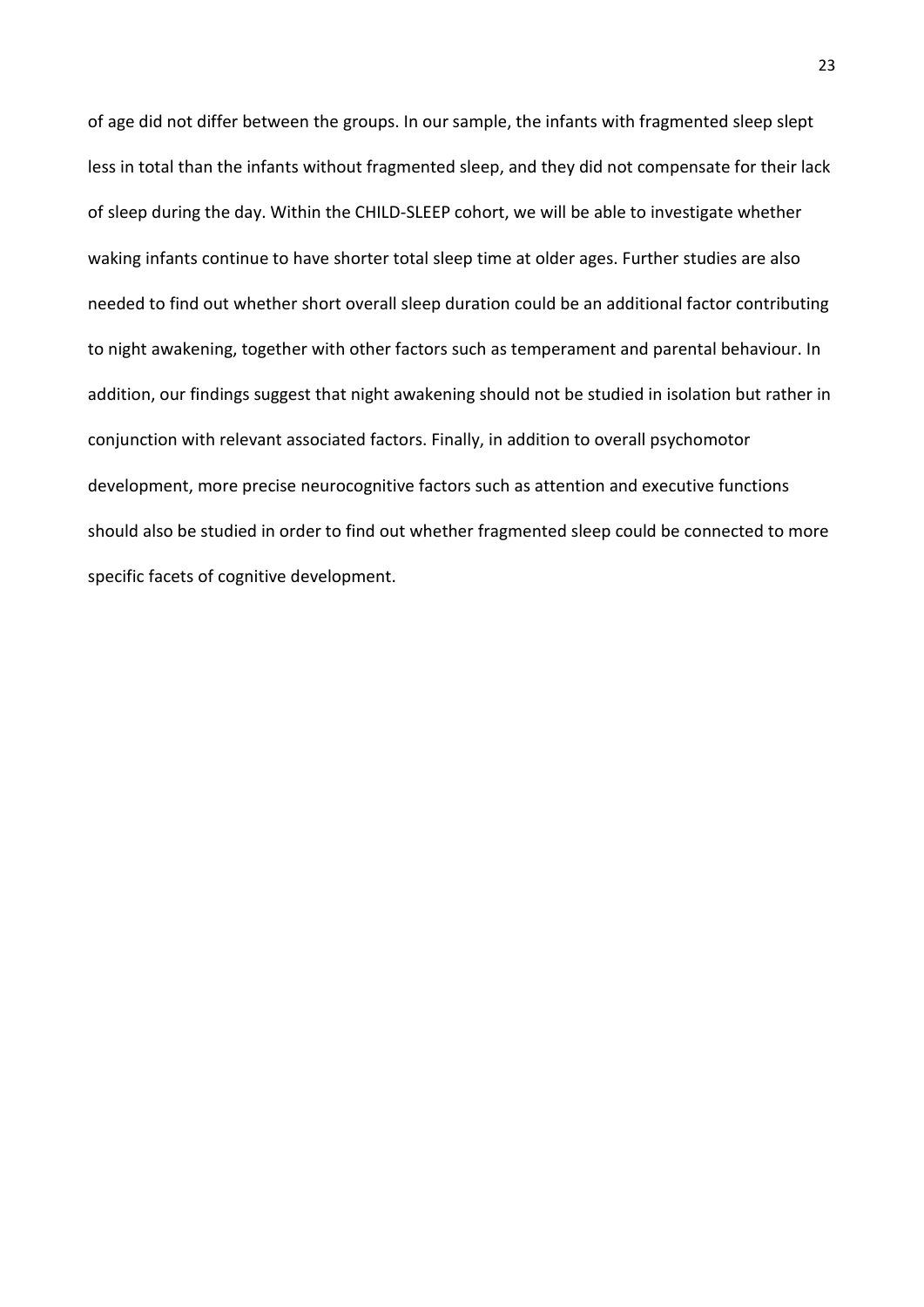of age did not differ between the groups. In our sample, the infants with fragmented sleep slept less in total than the infants without fragmented sleep, and they did not compensate for their lack of sleep during the day. Within the CHILD-SLEEP cohort, we will be able to investigate whether waking infants continue to have shorter total sleep time at older ages. Further studies are also needed to find out whether short overall sleep duration could be an additional factor contributing to night awakening, together with other factors such as temperament and parental behaviour. In addition, our findings suggest that night awakening should not be studied in isolation but rather in conjunction with relevant associated factors. Finally, in addition to overall psychomotor development, more precise neurocognitive factors such as attention and executive functions should also be studied in order to find out whether fragmented sleep could be connected to more specific facets of cognitive development.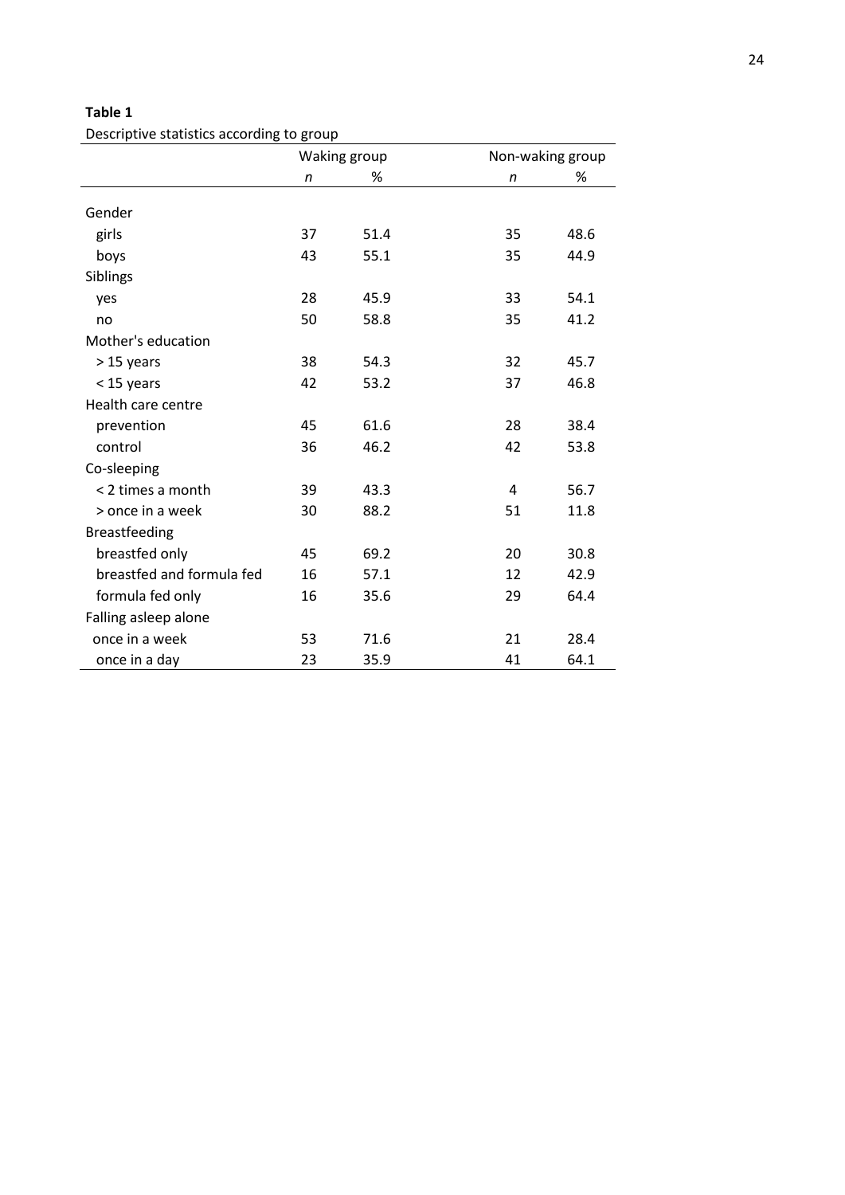**Table 1**

Descriptive statistics according to group

| | Waking group | | Non-waking group | |
|---|---|---|---|---|
| | *n* | % | *n* | % |
| Gender | | | | |
| girls | 37 | 51.4 | 35 | 48.6 |
| boys | 43 | 55.1 | 35 | 44.9 |
| Siblings | | | | |
| yes | 28 | 45.9 | 33 | 54.1 |
| no | 50 | 58.8 | 35 | 41.2 |
| Mother's education | | | | |
| > 15 years | 38 | 54.3 | 32 | 45.7 |
| < 15 years | 42 | 53.2 | 37 | 46.8 |
| Health care centre | | | | |
| prevention | 45 | 61.6 | 28 | 38.4 |
| control | 36 | 46.2 | 42 | 53.8 |
| Co-sleeping | | | | |
| < 2 times a month | 39 | 43.3 | 4 | 56.7 |
| > once in a week | 30 | 88.2 | 51 | 11.8 |
| Breastfeeding | | | | |
| breastfed only | 45 | 69.2 | 20 | 30.8 |
| breastfed and formula fed | 16 | 57.1 | 12 | 42.9 |
| formula fed only | 16 | 35.6 | 29 | 64.4 |
| Falling asleep alone | | | | |
| once in a week | 53 | 71.6 | 21 | 28.4 |
| once in a day | 23 | 35.9 | 41 | 64.1 |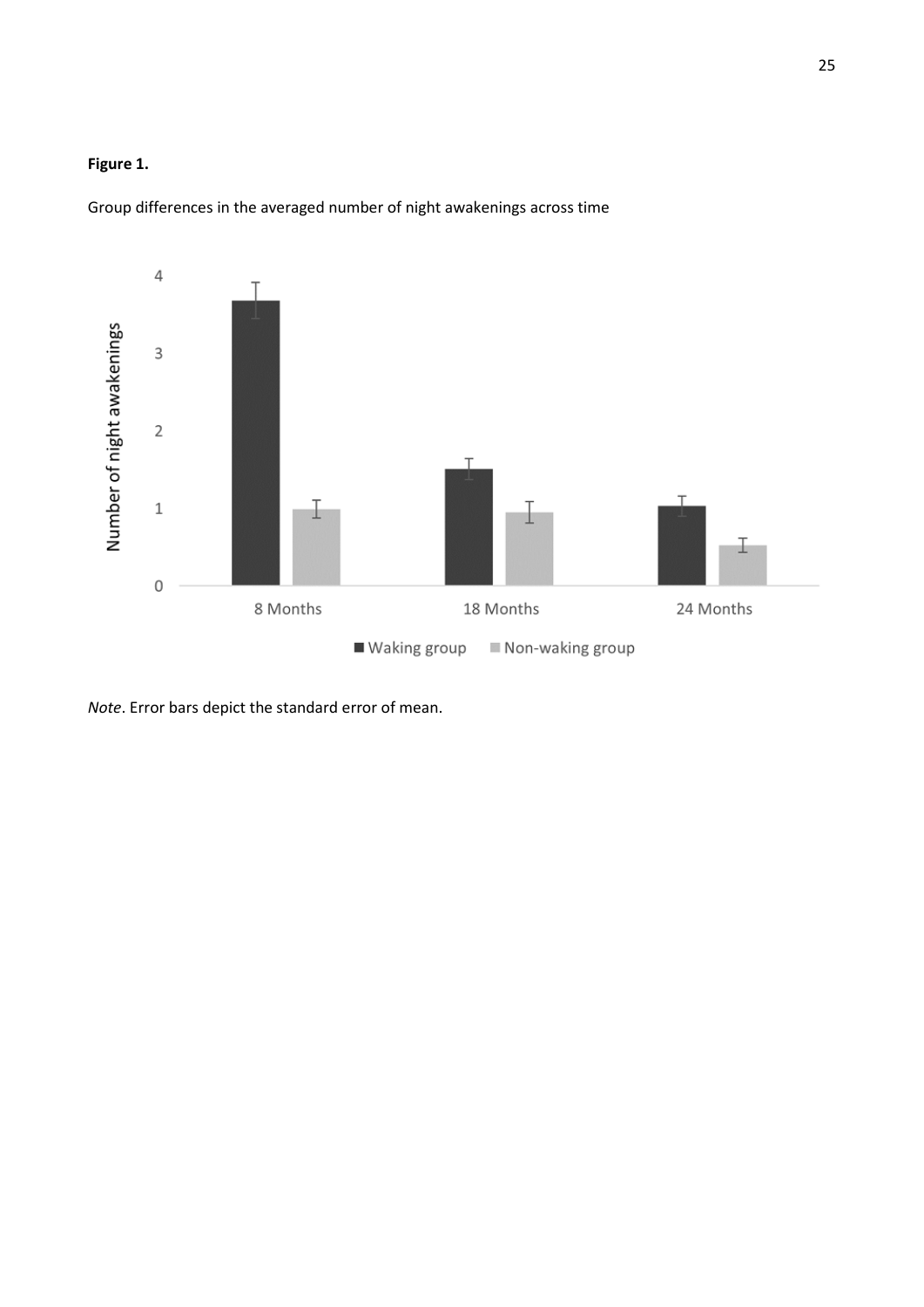**Figure 1.**

Group differences in the averaged number of night awakenings across time

*Note*. Error bars depict the standard error of mean.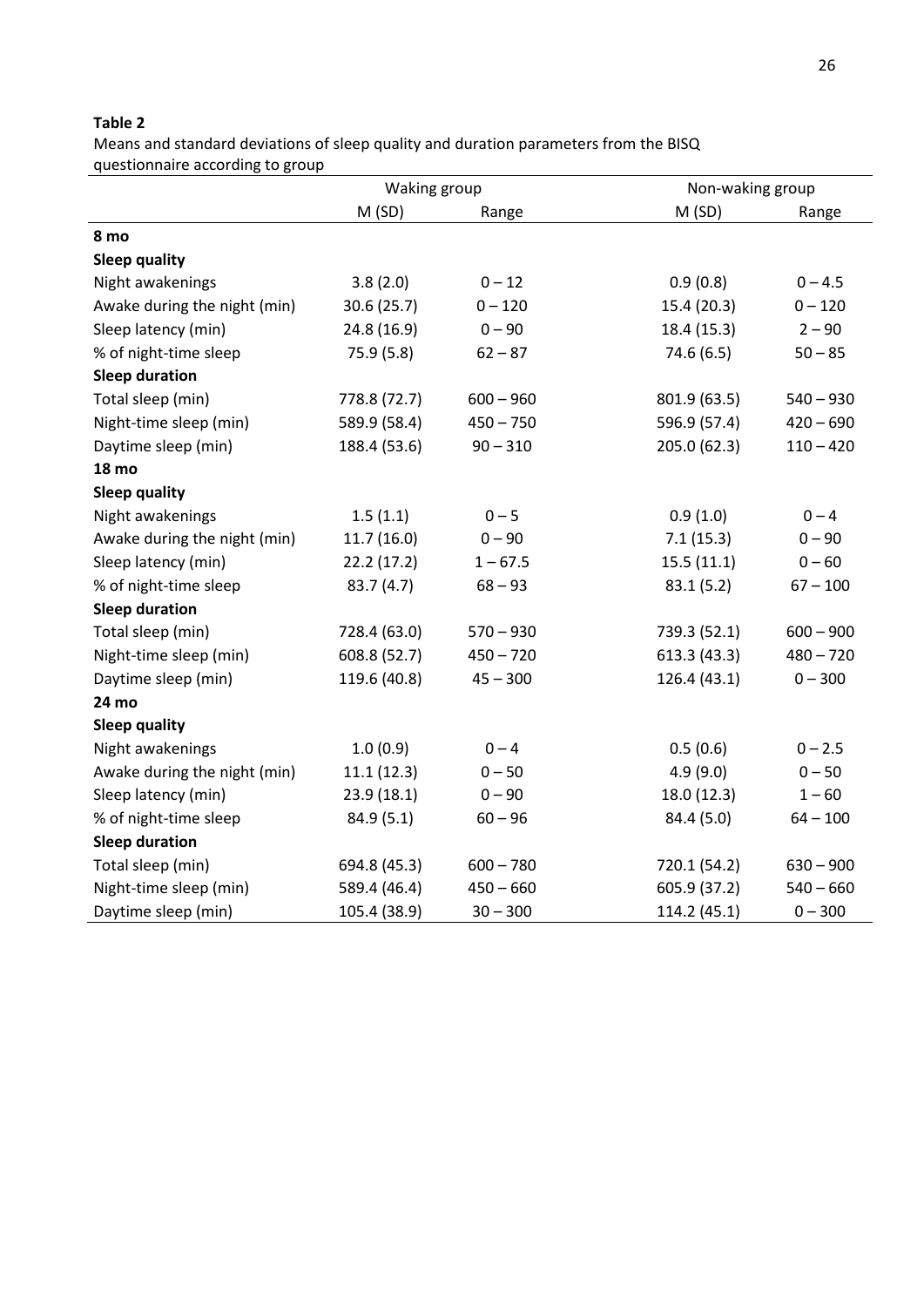**Table 2**

Means and standard deviations of sleep quality and duration parameters from the BISQ questionnaire according to group

| | Waking group | | Non-waking group | |
|---|---|---|---|---|
| | M (SD) | Range | M (SD) | Range |
| **8 mo** | | | | |
| **Sleep quality** | | | | |
| Night awakenings | 3.8 (2.0) | 0 – 12 | 0.9 (0.8) | 0 – 4.5 |
| Awake during the night (min) | 30.6 (25.7) | 0 – 120 | 15.4 (20.3) | 0 – 120 |
| Sleep latency (min) | 24.8 (16.9) | 0 – 90 | 18.4 (15.3) | 2 – 90 |
| % of night-time sleep | 75.9 (5.8) | 62 – 87 | 74.6 (6.5) | 50 – 85 |
| **Sleep duration** | | | | |
| Total sleep (min) | 778.8 (72.7) | 600 – 960 | 801.9 (63.5) | 540 – 930 |
| Night-time sleep (min) | 589.9 (58.4) | 450 – 750 | 596.9 (57.4) | 420 – 690 |
| Daytime sleep (min) | 188.4 (53.6) | 90 – 310 | 205.0 (62.3) | 110 – 420 |
| **18 mo** | | | | |
| **Sleep quality** | | | | |
| Night awakenings | 1.5 (1.1) | 0 – 5 | 0.9 (1.0) | 0 – 4 |
| Awake during the night (min) | 11.7 (16.0) | 0 – 90 | 7.1 (15.3) | 0 – 90 |
| Sleep latency (min) | 22.2 (17.2) | 1 – 67.5 | 15.5 (11.1) | 0 – 60 |
| % of night-time sleep | 83.7 (4.7) | 68 – 93 | 83.1 (5.2) | 67 – 100 |
| **Sleep duration** | | | | |
| Total sleep (min) | 728.4 (63.0) | 570 – 930 | 739.3 (52.1) | 600 – 900 |
| Night-time sleep (min) | 608.8 (52.7) | 450 – 720 | 613.3 (43.3) | 480 – 720 |
| Daytime sleep (min) | 119.6 (40.8) | 45 – 300 | 126.4 (43.1) | 0 – 300 |
| **24 mo** | | | | |
| **Sleep quality** | | | | |
| Night awakenings | 1.0 (0.9) | 0 – 4 | 0.5 (0.6) | 0 – 2.5 |
| Awake during the night (min) | 11.1 (12.3) | 0 – 50 | 4.9 (9.0) | 0 – 50 |
| Sleep latency (min) | 23.9 (18.1) | 0 – 90 | 18.0 (12.3) | 1 – 60 |
| % of night-time sleep | 84.9 (5.1) | 60 – 96 | 84.4 (5.0) | 64 – 100 |
| **Sleep duration** | | | | |
| Total sleep (min) | 694.8 (45.3) | 600 – 780 | 720.1 (54.2) | 630 – 900 |
| Night-time sleep (min) | 589.4 (46.4) | 450 – 660 | 605.9 (37.2) | 540 – 660 |
| Daytime sleep (min) | 105.4 (38.9) | 30 – 300 | 114.2 (45.1) | 0 – 300 |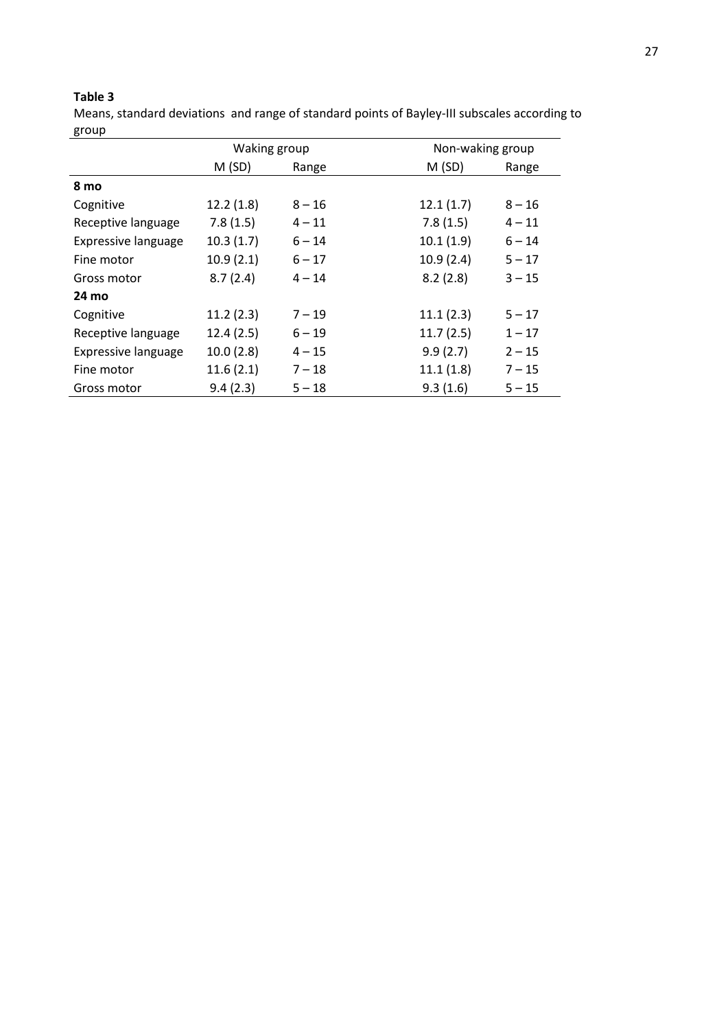**Table 3**

Means, standard deviations and range of standard points of Bayley-III subscales according to group

| | Waking group | | Non-waking group | |
|---|---|---|---|---|
| | M (SD) | Range | M (SD) | Range |
| **8 mo** | | | | |
| Cognitive | 12.2 (1.8) | 8 – 16 | 12.1 (1.7) | 8 – 16 |
| Receptive language | 7.8 (1.5) | 4 – 11 | 7.8 (1.5) | 4 – 11 |
| Expressive language | 10.3 (1.7) | 6 – 14 | 10.1 (1.9) | 6 – 14 |
| Fine motor | 10.9 (2.1) | 6 – 17 | 10.9 (2.4) | 5 – 17 |
| Gross motor | 8.7 (2.4) | 4 – 14 | 8.2 (2.8) | 3 – 15 |
| **24 mo** | | | | |
| Cognitive | 11.2 (2.3) | 7 – 19 | 11.1 (2.3) | 5 – 17 |
| Receptive language | 12.4 (2.5) | 6 – 19 | 11.7 (2.5) | 1 – 17 |
| Expressive language | 10.0 (2.8) | 4 – 15 | 9.9 (2.7) | 2 – 15 |
| Fine motor | 11.6 (2.1) | 7 – 18 | 11.1 (1.8) | 7 – 15 |
| Gross motor | 9.4 (2.3) | 5 – 18 | 9.3 (1.6) | 5 – 15 |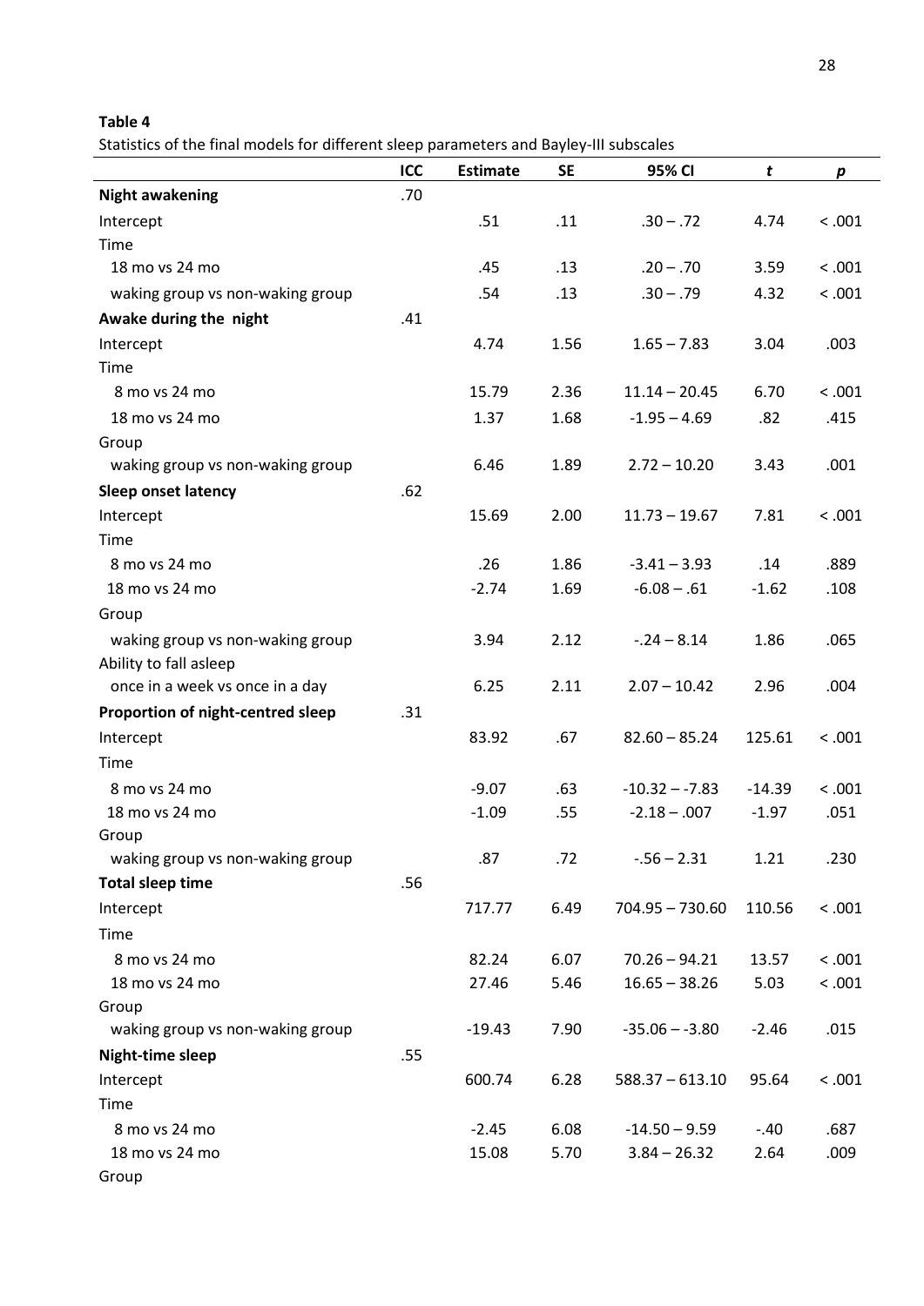**Table 4**

Statistics of the final models for different sleep parameters and Bayley-III subscales

| | ICC | Estimate | SE | 95% CI | *t* | *p* |
|---|---|---|---|---|---|---|
| **Night awakening** | .70 | | | | | |
| Intercept | | .51 | .11 | .30 – .72 | 4.74 | < .001 |
| Time | | | | | | |
| 18 mo vs 24 mo | | .45 | .13 | .20 – .70 | 3.59 | < .001 |
| waking group vs non-waking group | | .54 | .13 | .30 – .79 | 4.32 | < .001 |
| **Awake during the night** | .41 | | | | | |
| Intercept | | 4.74 | 1.56 | 1.65 – 7.83 | 3.04 | .003 |
| Time | | | | | | |
| 8 mo vs 24 mo | | 15.79 | 2.36 | 11.14 – 20.45 | 6.70 | < .001 |
| 18 mo vs 24 mo | | 1.37 | 1.68 | -1.95 – 4.69 | .82 | .415 |
| Group | | | | | | |
| waking group vs non-waking group | | 6.46 | 1.89 | 2.72 – 10.20 | 3.43 | .001 |
| **Sleep onset latency** | .62 | | | | | |
| Intercept | | 15.69 | 2.00 | 11.73 – 19.67 | 7.81 | < .001 |
| Time | | | | | | |
| 8 mo vs 24 mo | | .26 | 1.86 | -3.41 – 3.93 | .14 | .889 |
| 18 mo vs 24 mo | | -2.74 | 1.69 | -6.08 – .61 | -1.62 | .108 |
| Group | | | | | | |
| waking group vs non-waking group | | 3.94 | 2.12 | -.24 – 8.14 | 1.86 | .065 |
| Ability to fall asleep | | | | | | |
| once in a week vs once in a day | | 6.25 | 2.11 | 2.07 – 10.42 | 2.96 | .004 |
| **Proportion of night-centred sleep** | .31 | | | | | |
| Intercept | | 83.92 | .67 | 82.60 – 85.24 | 125.61 | < .001 |
| Time | | | | | | |
| 8 mo vs 24 mo | | -9.07 | .63 | -10.32 – -7.83 | -14.39 | < .001 |
| 18 mo vs 24 mo | | -1.09 | .55 | -2.18 – .007 | -1.97 | .051 |
| Group | | | | | | |
| waking group vs non-waking group | | .87 | .72 | -.56 – 2.31 | 1.21 | .230 |
| **Total sleep time** | .56 | | | | | |
| Intercept | | 717.77 | 6.49 | 704.95 – 730.60 | 110.56 | < .001 |
| Time | | | | | | |
| 8 mo vs 24 mo | | 82.24 | 6.07 | 70.26 – 94.21 | 13.57 | < .001 |
| 18 mo vs 24 mo | | 27.46 | 5.46 | 16.65 – 38.26 | 5.03 | < .001 |
| Group | | | | | | |
| waking group vs non-waking group | | -19.43 | 7.90 | -35.06 – -3.80 | -2.46 | .015 |
| **Night-time sleep** | .55 | | | | | |
| Intercept | | 600.74 | 6.28 | 588.37 – 613.10 | 95.64 | < .001 |
| Time | | | | | | |
| 8 mo vs 24 mo | | -2.45 | 6.08 | -14.50 – 9.59 | -.40 | .687 |
| 18 mo vs 24 mo | | 15.08 | 5.70 | 3.84 – 26.32 | 2.64 | .009 |
| Group | | | | | | |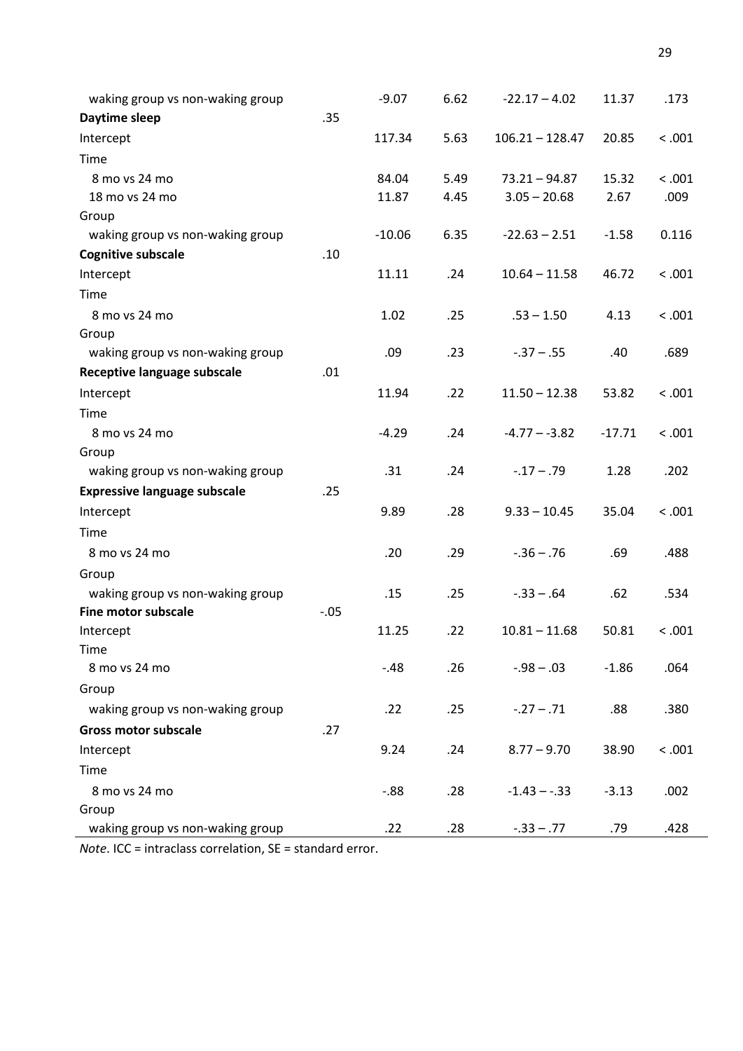| | | | | | | |
|---|---|---|---|---|---|---|
| waking group vs non-waking group | | -9.07 | 6.62 | -22.17 – 4.02 | 11.37 | .173 |
| **Daytime sleep** | .35 | | | | | |
| Intercept | | 117.34 | 5.63 | 106.21 – 128.47 | 20.85 | < .001 |
| Time | | | | | | |
| 8 mo vs 24 mo | | 84.04 | 5.49 | 73.21 – 94.87 | 15.32 | < .001 |
| 18 mo vs 24 mo | | 11.87 | 4.45 | 3.05 – 20.68 | 2.67 | .009 |
| Group | | | | | | |
| waking group vs non-waking group | | -10.06 | 6.35 | -22.63 – 2.51 | -1.58 | 0.116 |
| **Cognitive subscale** | .10 | | | | | |
| Intercept | | 11.11 | .24 | 10.64 – 11.58 | 46.72 | < .001 |
| Time | | | | | | |
| 8 mo vs 24 mo | | 1.02 | .25 | .53 – 1.50 | 4.13 | < .001 |
| Group | | | | | | |
| waking group vs non-waking group | | .09 | .23 | -.37 – .55 | .40 | .689 |
| **Receptive language subscale** | .01 | | | | | |
| Intercept | | 11.94 | .22 | 11.50 – 12.38 | 53.82 | < .001 |
| Time | | | | | | |
| 8 mo vs 24 mo | | -4.29 | .24 | -4.77 – -3.82 | -17.71 | < .001 |
| Group | | | | | | |
| waking group vs non-waking group | | .31 | .24 | -.17 – .79 | 1.28 | .202 |
| **Expressive language subscale** | .25 | | | | | |
| Intercept | | 9.89 | .28 | 9.33 – 10.45 | 35.04 | < .001 |
| Time | | | | | | |
| 8 mo vs 24 mo | | .20 | .29 | -.36 – .76 | .69 | .488 |
| Group | | | | | | |
| waking group vs non-waking group | | .15 | .25 | -.33 – .64 | .62 | .534 |
| **Fine motor subscale** | -.05 | | | | | |
| Intercept | | 11.25 | .22 | 10.81 – 11.68 | 50.81 | < .001 |
| Time | | | | | | |
| 8 mo vs 24 mo | | -.48 | .26 | -.98 – .03 | -1.86 | .064 |
| Group | | | | | | |
| waking group vs non-waking group | | .22 | .25 | -.27 – .71 | .88 | .380 |
| **Gross motor subscale** | .27 | | | | | |
| Intercept | | 9.24 | .24 | 8.77 – 9.70 | 38.90 | < .001 |
| Time | | | | | | |
| 8 mo vs 24 mo | | -.88 | .28 | -1.43 – -.33 | -3.13 | .002 |
| Group | | | | | | |
| waking group vs non-waking group | | .22 | .28 | -.33 – .77 | .79 | .428 |

*Note*. ICC = intraclass correlation, SE = standard error.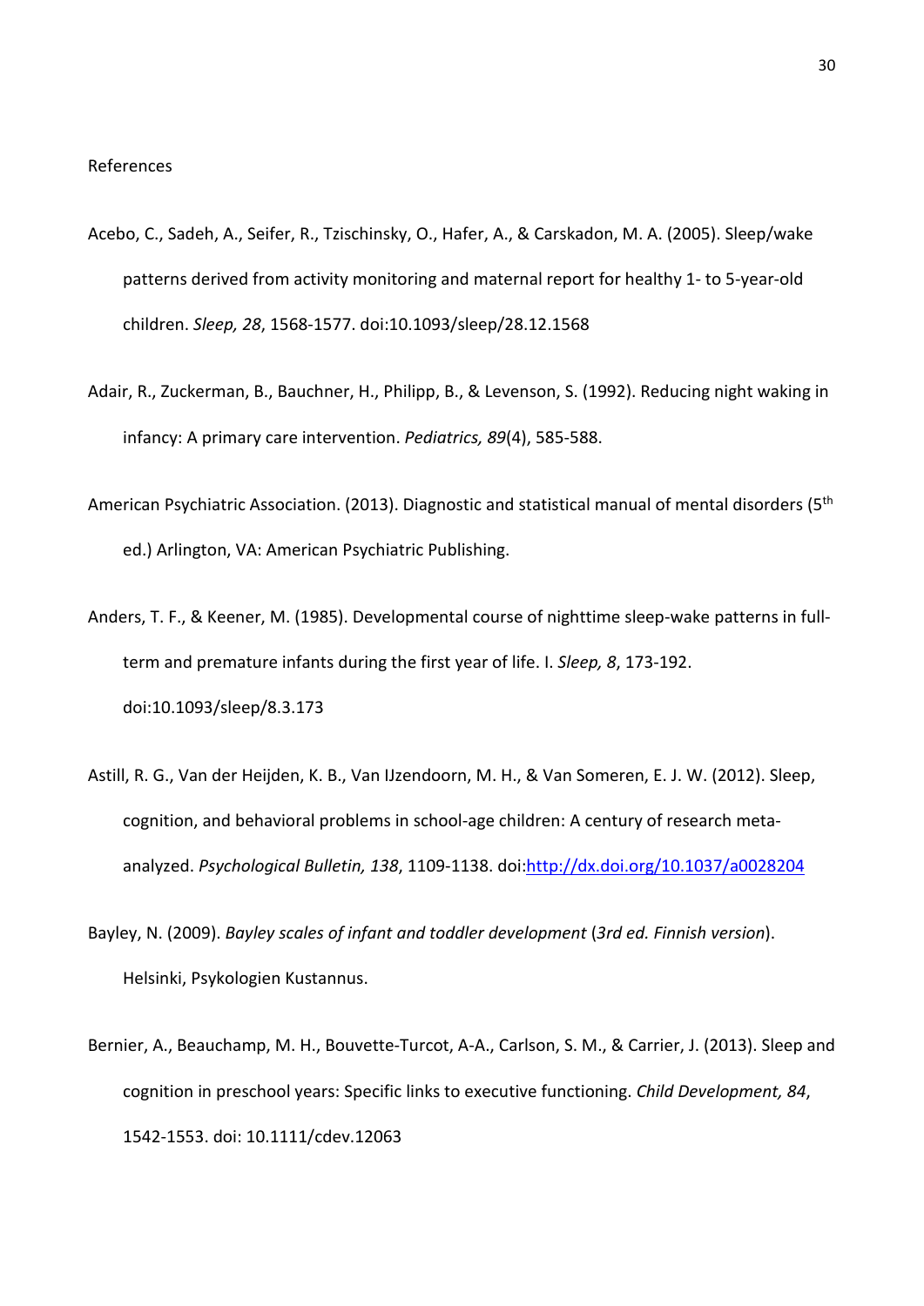References

Acebo, C., Sadeh, A., Seifer, R., Tzischinsky, O., Hafer, A., & Carskadon, M. A. (2005). Sleep/wake patterns derived from activity monitoring and maternal report for healthy 1- to 5-year-old children. *Sleep, 28*, 1568-1577. doi:10.1093/sleep/28.12.1568

Adair, R., Zuckerman, B., Bauchner, H., Philipp, B., & Levenson, S. (1992). Reducing night waking in infancy: A primary care intervention. *Pediatrics, 89*(4), 585-588.

American Psychiatric Association. (2013). Diagnostic and statistical manual of mental disorders (5th ed.) Arlington, VA: American Psychiatric Publishing.

Anders, T. F., & Keener, M. (1985). Developmental course of nighttime sleep-wake patterns in full-term and premature infants during the first year of life. I. *Sleep, 8*, 173-192. doi:10.1093/sleep/8.3.173

Astill, R. G., Van der Heijden, K. B., Van IJzendoorn, M. H., & Van Someren, E. J. W. (2012). Sleep, cognition, and behavioral problems in school-age children: A century of research meta-analyzed. *Psychological Bulletin, 138*, 1109-1138. doi:http://dx.doi.org/10.1037/a0028204

Bayley, N. (2009). *Bayley scales of infant and toddler development* (*3rd ed. Finnish version*). Helsinki, Psykologien Kustannus.

Bernier, A., Beauchamp, M. H., Bouvette-Turcot, A-A., Carlson, S. M., & Carrier, J. (2013). Sleep and cognition in preschool years: Specific links to executive functioning. *Child Development, 84*, 1542-1553. doi: 10.1111/cdev.12063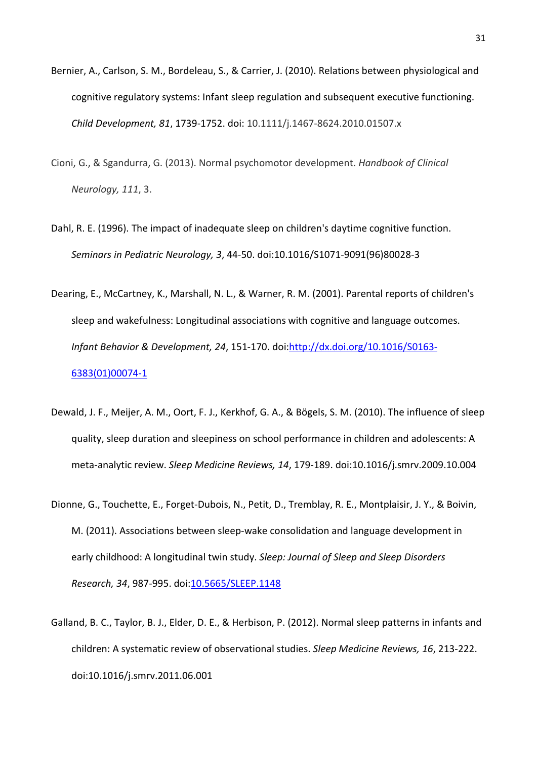Bernier, A., Carlson, S. M., Bordeleau, S., & Carrier, J. (2010). Relations between physiological and cognitive regulatory systems: Infant sleep regulation and subsequent executive functioning. *Child Development, 81*, 1739-1752. doi: 10.1111/j.1467-8624.2010.01507.x

Cioni, G., & Sgandurra, G. (2013). Normal psychomotor development. *Handbook of Clinical Neurology, 111*, 3.

Dahl, R. E. (1996). The impact of inadequate sleep on children's daytime cognitive function. *Seminars in Pediatric Neurology, 3*, 44-50. doi:10.1016/S1071-9091(96)80028-3

Dearing, E., McCartney, K., Marshall, N. L., & Warner, R. M. (2001). Parental reports of children's sleep and wakefulness: Longitudinal associations with cognitive and language outcomes. *Infant Behavior & Development, 24*, 151-170. doi:http://dx.doi.org/10.1016/S0163-6383(01)00074-1

Dewald, J. F., Meijer, A. M., Oort, F. J., Kerkhof, G. A., & Bögels, S. M. (2010). The influence of sleep quality, sleep duration and sleepiness on school performance in children and adolescents: A meta-analytic review. *Sleep Medicine Reviews, 14*, 179-189. doi:10.1016/j.smrv.2009.10.004

Dionne, G., Touchette, E., Forget-Dubois, N., Petit, D., Tremblay, R. E., Montplaisir, J. Y., & Boivin, M. (2011). Associations between sleep-wake consolidation and language development in early childhood: A longitudinal twin study. *Sleep: Journal of Sleep and Sleep Disorders Research, 34*, 987-995. doi:10.5665/SLEEP.1148

Galland, B. C., Taylor, B. J., Elder, D. E., & Herbison, P. (2012). Normal sleep patterns in infants and children: A systematic review of observational studies. *Sleep Medicine Reviews, 16*, 213-222. doi:10.1016/j.smrv.2011.06.001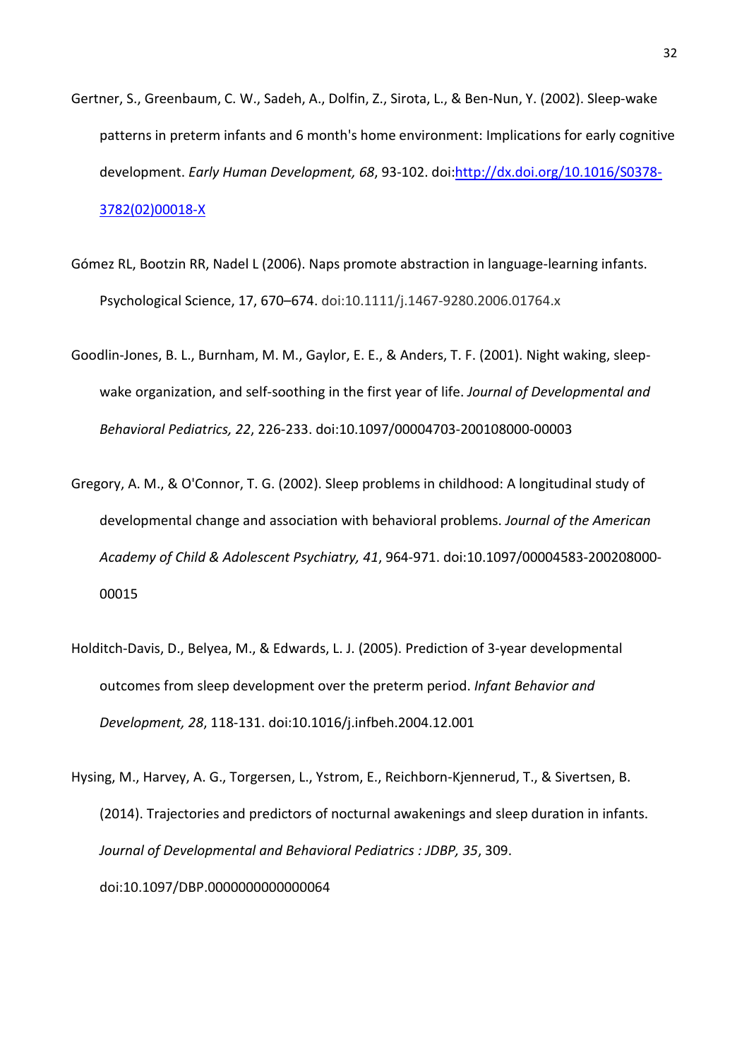Gertner, S., Greenbaum, C. W., Sadeh, A., Dolfin, Z., Sirota, L., & Ben-Nun, Y. (2002). Sleep-wake patterns in preterm infants and 6 month's home environment: Implications for early cognitive development. *Early Human Development, 68*, 93-102. doi:http://dx.doi.org/10.1016/S0378-3782(02)00018-X

Gómez RL, Bootzin RR, Nadel L (2006). Naps promote abstraction in language-learning infants. Psychological Science, 17, 670–674. doi:10.1111/j.1467-9280.2006.01764.x

Goodlin-Jones, B. L., Burnham, M. M., Gaylor, E. E., & Anders, T. F. (2001). Night waking, sleep-wake organization, and self-soothing in the first year of life. *Journal of Developmental and Behavioral Pediatrics, 22*, 226-233. doi:10.1097/00004703-200108000-00003

Gregory, A. M., & O'Connor, T. G. (2002). Sleep problems in childhood: A longitudinal study of developmental change and association with behavioral problems. *Journal of the American Academy of Child & Adolescent Psychiatry, 41*, 964-971. doi:10.1097/00004583-200208000-00015

Holditch-Davis, D., Belyea, M., & Edwards, L. J. (2005). Prediction of 3-year developmental outcomes from sleep development over the preterm period. *Infant Behavior and Development, 28*, 118-131. doi:10.1016/j.infbeh.2004.12.001

Hysing, M., Harvey, A. G., Torgersen, L., Ystrom, E., Reichborn-Kjennerud, T., & Sivertsen, B. (2014). Trajectories and predictors of nocturnal awakenings and sleep duration in infants. *Journal of Developmental and Behavioral Pediatrics : JDBP, 35*, 309. doi:10.1097/DBP.0000000000000064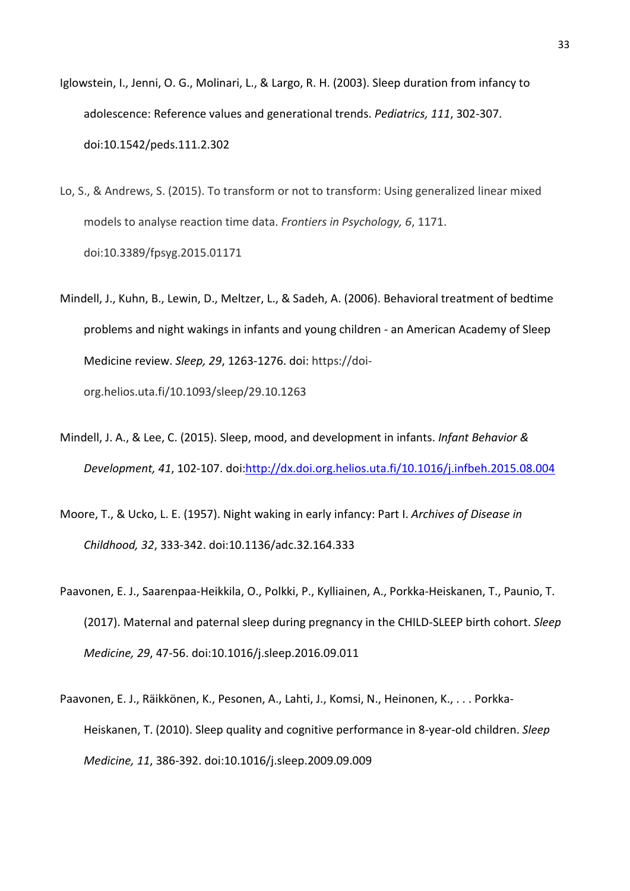Iglowstein, I., Jenni, O. G., Molinari, L., & Largo, R. H. (2003). Sleep duration from infancy to adolescence: Reference values and generational trends. *Pediatrics, 111*, 302-307. doi:10.1542/peds.111.2.302

Lo, S., & Andrews, S. (2015). To transform or not to transform: Using generalized linear mixed models to analyse reaction time data. *Frontiers in Psychology, 6*, 1171. doi:10.3389/fpsyg.2015.01171

Mindell, J., Kuhn, B., Lewin, D., Meltzer, L., & Sadeh, A. (2006). Behavioral treatment of bedtime problems and night wakings in infants and young children - an American Academy of Sleep Medicine review. *Sleep, 29*, 1263-1276. doi: https://doi-org.helios.uta.fi/10.1093/sleep/29.10.1263

Mindell, J. A., & Lee, C. (2015). Sleep, mood, and development in infants. *Infant Behavior & Development, 41*, 102-107. doi:http://dx.doi.org.helios.uta.fi/10.1016/j.infbeh.2015.08.004

Moore, T., & Ucko, L. E. (1957). Night waking in early infancy: Part I. *Archives of Disease in Childhood, 32*, 333-342. doi:10.1136/adc.32.164.333

Paavonen, E. J., Saarenpaa-Heikkila, O., Polkki, P., Kylliainen, A., Porkka-Heiskanen, T., Paunio, T. (2017). Maternal and paternal sleep during pregnancy in the CHILD-SLEEP birth cohort. *Sleep Medicine, 29*, 47-56. doi:10.1016/j.sleep.2016.09.011

Paavonen, E. J., Räikkönen, K., Pesonen, A., Lahti, J., Komsi, N., Heinonen, K., . . . Porkka-Heiskanen, T. (2010). Sleep quality and cognitive performance in 8-year-old children. *Sleep Medicine, 11*, 386-392. doi:10.1016/j.sleep.2009.09.009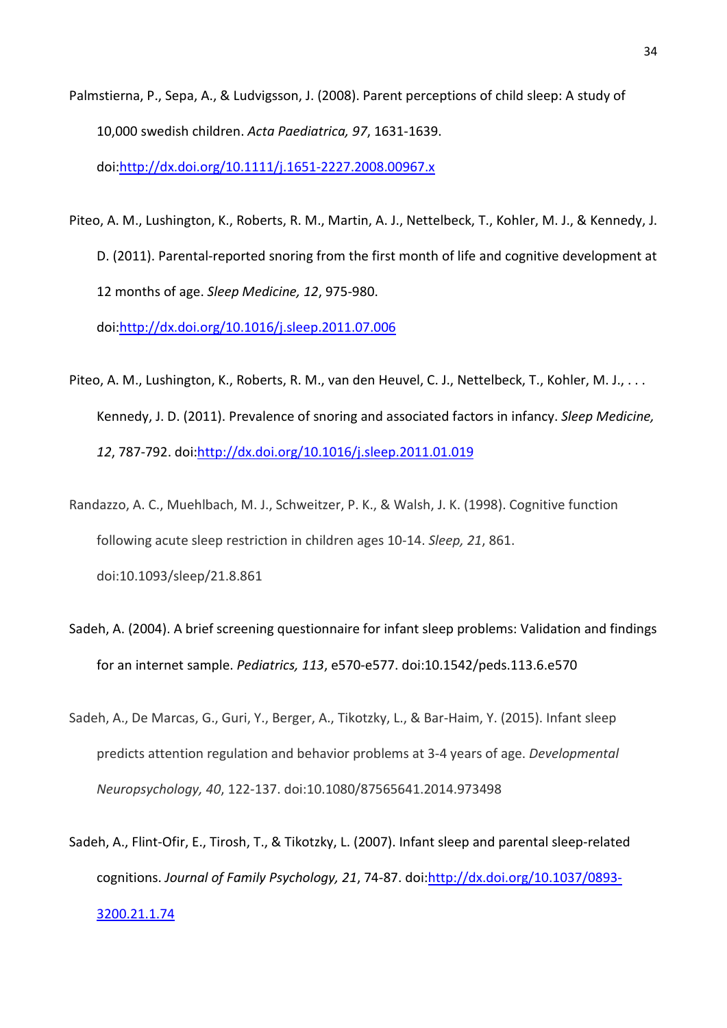Palmstierna, P., Sepa, A., & Ludvigsson, J. (2008). Parent perceptions of child sleep: A study of 10,000 swedish children. *Acta Paediatrica, 97*, 1631-1639. doi:http://dx.doi.org/10.1111/j.1651-2227.2008.00967.x

Piteo, A. M., Lushington, K., Roberts, R. M., Martin, A. J., Nettelbeck, T., Kohler, M. J., & Kennedy, J. D. (2011). Parental-reported snoring from the first month of life and cognitive development at 12 months of age. *Sleep Medicine, 12*, 975-980. doi:http://dx.doi.org/10.1016/j.sleep.2011.07.006

Piteo, A. M., Lushington, K., Roberts, R. M., van den Heuvel, C. J., Nettelbeck, T., Kohler, M. J., . . . Kennedy, J. D. (2011). Prevalence of snoring and associated factors in infancy. *Sleep Medicine, 12*, 787-792. doi:http://dx.doi.org/10.1016/j.sleep.2011.01.019

Randazzo, A. C., Muehlbach, M. J., Schweitzer, P. K., & Walsh, J. K. (1998). Cognitive function following acute sleep restriction in children ages 10-14. *Sleep, 21*, 861. doi:10.1093/sleep/21.8.861

Sadeh, A. (2004). A brief screening questionnaire for infant sleep problems: Validation and findings for an internet sample. *Pediatrics, 113*, e570-e577. doi:10.1542/peds.113.6.e570

Sadeh, A., De Marcas, G., Guri, Y., Berger, A., Tikotzky, L., & Bar-Haim, Y. (2015). Infant sleep predicts attention regulation and behavior problems at 3-4 years of age. *Developmental Neuropsychology, 40*, 122-137. doi:10.1080/87565641.2014.973498

Sadeh, A., Flint-Ofir, E., Tirosh, T., & Tikotzky, L. (2007). Infant sleep and parental sleep-related cognitions. *Journal of Family Psychology, 21*, 74-87. doi:http://dx.doi.org/10.1037/0893-3200.21.1.74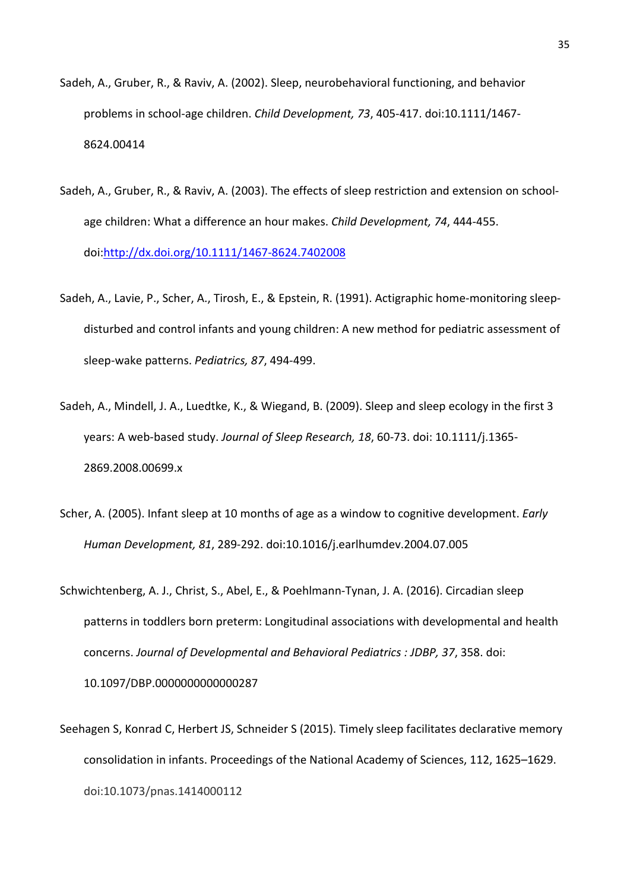Sadeh, A., Gruber, R., & Raviv, A. (2002). Sleep, neurobehavioral functioning, and behavior problems in school-age children. *Child Development, 73*, 405-417. doi:10.1111/1467-8624.00414

Sadeh, A., Gruber, R., & Raviv, A. (2003). The effects of sleep restriction and extension on school-age children: What a difference an hour makes. *Child Development, 74*, 444-455. doi:http://dx.doi.org/10.1111/1467-8624.7402008

Sadeh, A., Lavie, P., Scher, A., Tirosh, E., & Epstein, R. (1991). Actigraphic home-monitoring sleep-disturbed and control infants and young children: A new method for pediatric assessment of sleep-wake patterns. *Pediatrics, 87*, 494-499.

Sadeh, A., Mindell, J. A., Luedtke, K., & Wiegand, B. (2009). Sleep and sleep ecology in the first 3 years: A web-based study. *Journal of Sleep Research, 18*, 60-73. doi: 10.1111/j.1365-2869.2008.00699.x

Scher, A. (2005). Infant sleep at 10 months of age as a window to cognitive development. *Early Human Development, 81*, 289-292. doi:10.1016/j.earlhumdev.2004.07.005

Schwichtenberg, A. J., Christ, S., Abel, E., & Poehlmann-Tynan, J. A. (2016). Circadian sleep patterns in toddlers born preterm: Longitudinal associations with developmental and health concerns. *Journal of Developmental and Behavioral Pediatrics : JDBP, 37*, 358. doi: 10.1097/DBP.0000000000000287

Seehagen S, Konrad C, Herbert JS, Schneider S (2015). Timely sleep facilitates declarative memory consolidation in infants. Proceedings of the National Academy of Sciences, 112, 1625–1629. doi:10.1073/pnas.1414000112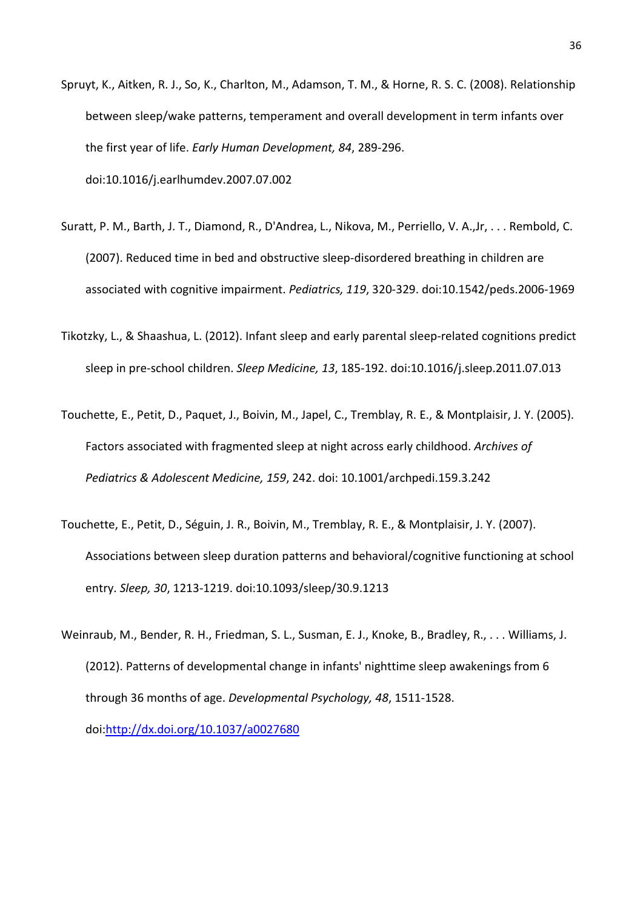Spruyt, K., Aitken, R. J., So, K., Charlton, M., Adamson, T. M., & Horne, R. S. C. (2008). Relationship between sleep/wake patterns, temperament and overall development in term infants over the first year of life. *Early Human Development, 84*, 289-296. doi:10.1016/j.earlhumdev.2007.07.002

Suratt, P. M., Barth, J. T., Diamond, R., D'Andrea, L., Nikova, M., Perriello, V. A.,Jr, . . . Rembold, C. (2007). Reduced time in bed and obstructive sleep-disordered breathing in children are associated with cognitive impairment. *Pediatrics, 119*, 320-329. doi:10.1542/peds.2006-1969

Tikotzky, L., & Shaashua, L. (2012). Infant sleep and early parental sleep-related cognitions predict sleep in pre-school children. *Sleep Medicine, 13*, 185-192. doi:10.1016/j.sleep.2011.07.013

Touchette, E., Petit, D., Paquet, J., Boivin, M., Japel, C., Tremblay, R. E., & Montplaisir, J. Y. (2005). Factors associated with fragmented sleep at night across early childhood. *Archives of Pediatrics & Adolescent Medicine, 159*, 242. doi: 10.1001/archpedi.159.3.242

Touchette, E., Petit, D., Séguin, J. R., Boivin, M., Tremblay, R. E., & Montplaisir, J. Y. (2007). Associations between sleep duration patterns and behavioral/cognitive functioning at school entry. *Sleep, 30*, 1213-1219. doi:10.1093/sleep/30.9.1213

Weinraub, M., Bender, R. H., Friedman, S. L., Susman, E. J., Knoke, B., Bradley, R., . . . Williams, J. (2012). Patterns of developmental change in infants' nighttime sleep awakenings from 6 through 36 months of age. *Developmental Psychology, 48*, 1511-1528. doi:http://dx.doi.org/10.1037/a0027680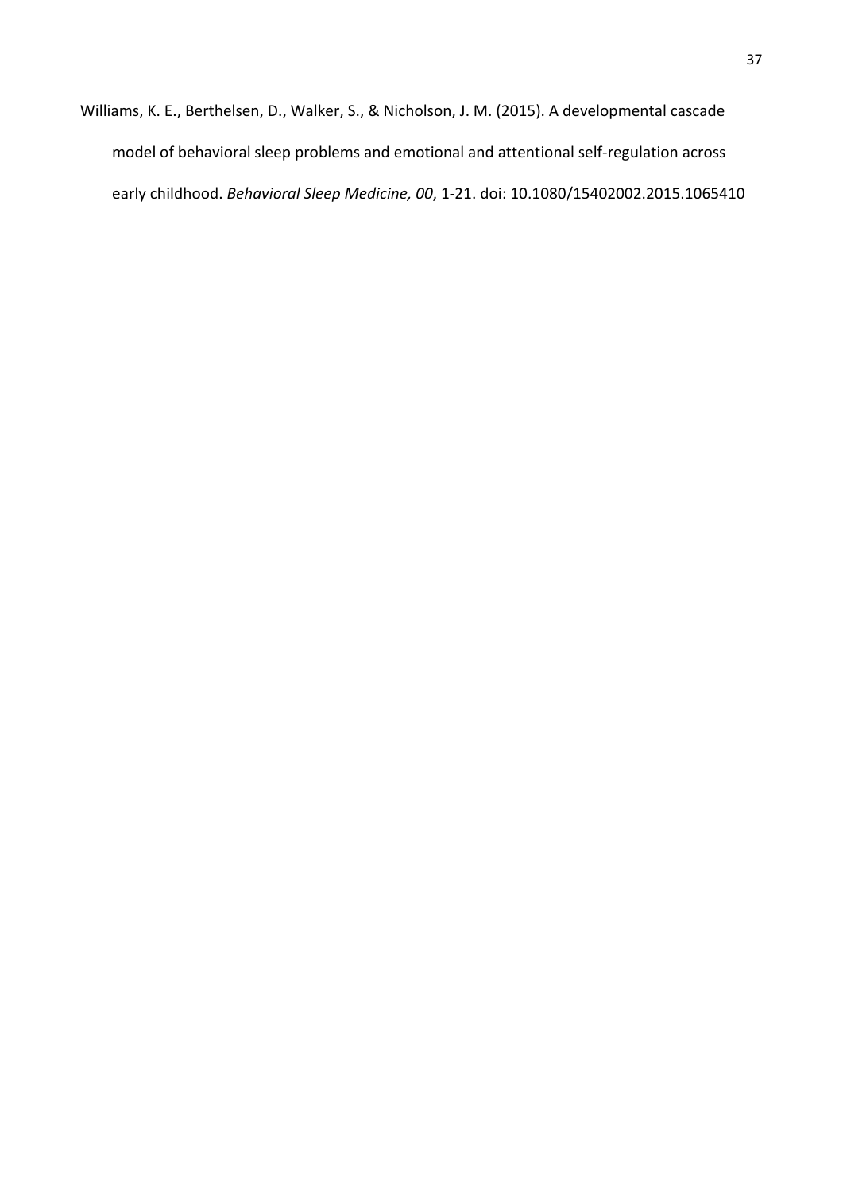Williams, K. E., Berthelsen, D., Walker, S., & Nicholson, J. M. (2015). A developmental cascade model of behavioral sleep problems and emotional and attentional self-regulation across early childhood. *Behavioral Sleep Medicine, 00*, 1-21. doi: 10.1080/15402002.2015.1065410